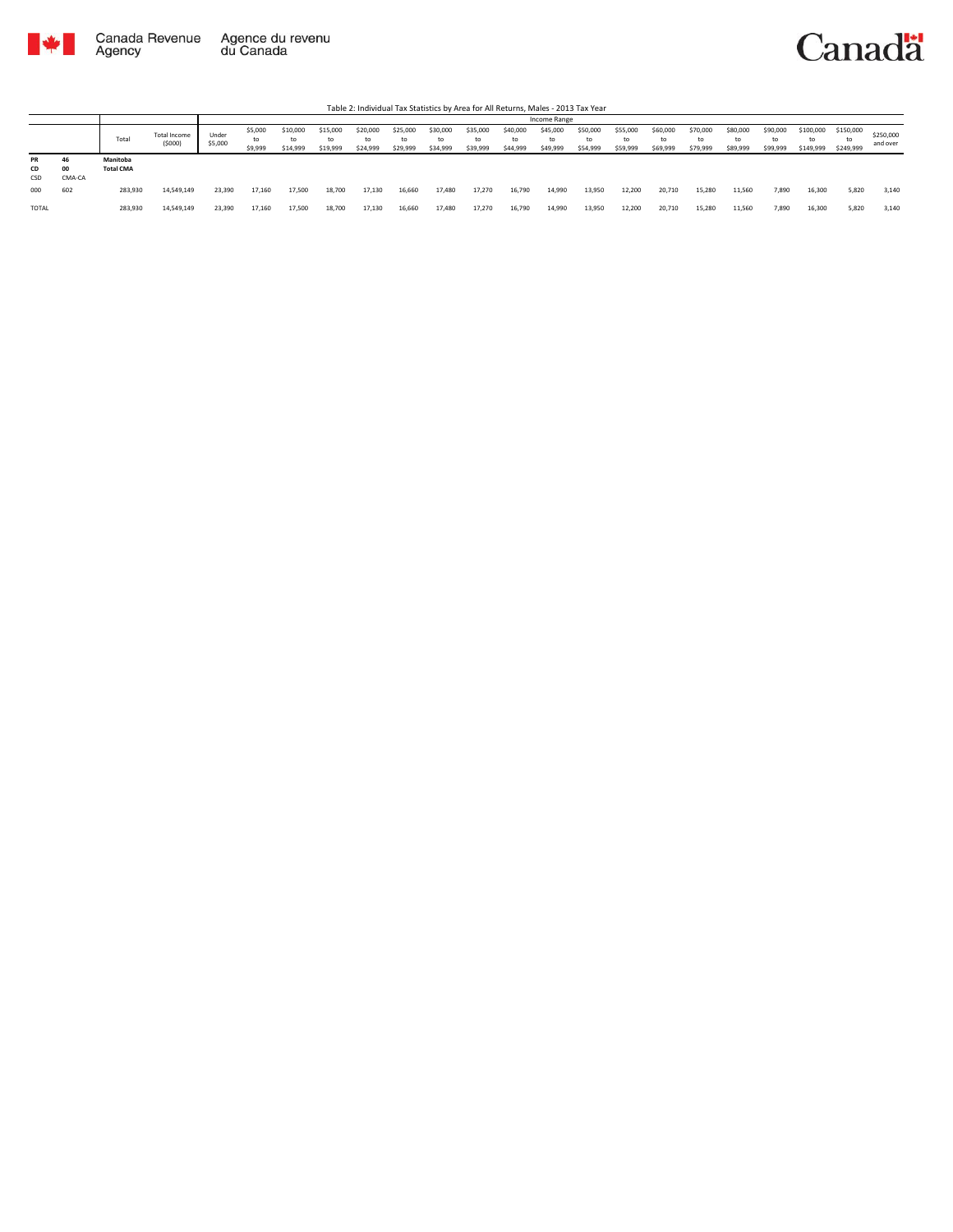Canada Revenue Agency | Agence du revenu du Canada

Canada

Table 2: Individual Tax Statistics by Area for All Returns, Males - 2013 Tax Year

| | | Total | Total Income ($000) | Income Range | | | | | | | | | | | | | | | | | | | |
|---|---|---|---|---|---|---|---|---|---|---|---|---|---|---|---|---|---|---|---|---|---|---|---|
| | | | | Under $5,000 | $5,000 to $9,999 | $10,000 to $14,999 | $15,000 to $19,999 | $20,000 to $24,999 | $25,000 to $29,999 | $30,000 to $34,999 | $35,000 to $39,999 | $40,000 to $44,999 | $45,000 to $49,999 | $50,000 to $54,999 | $55,000 to $59,999 | $60,000 to $69,999 | $70,000 to $79,999 | $80,000 to $89,999 | $90,000 to $99,999 | $100,000 to $149,999 | $150,000 to $249,999 | $250,000 and over |
| **PR** / **CD** / CSD | **46** / **00** / CMA-CA | **Manitoba** / **Total CMA** | | | | | | | | | | | | | | | | | | | | |
| 000 | 602 | 283,930 | 14,549,149 | 23,390 | 17,160 | 17,500 | 18,700 | 17,130 | 16,660 | 17,480 | 17,270 | 16,790 | 14,990 | 13,950 | 12,200 | 20,710 | 15,280 | 11,560 | 7,890 | 16,300 | 5,820 | 3,140 |
| TOTAL | | 283,930 | 14,549,149 | 23,390 | 17,160 | 17,500 | 18,700 | 17,130 | 16,660 | 17,480 | 17,270 | 16,790 | 14,990 | 13,950 | 12,200 | 20,710 | 15,280 | 11,560 | 7,890 | 16,300 | 5,820 | 3,140 |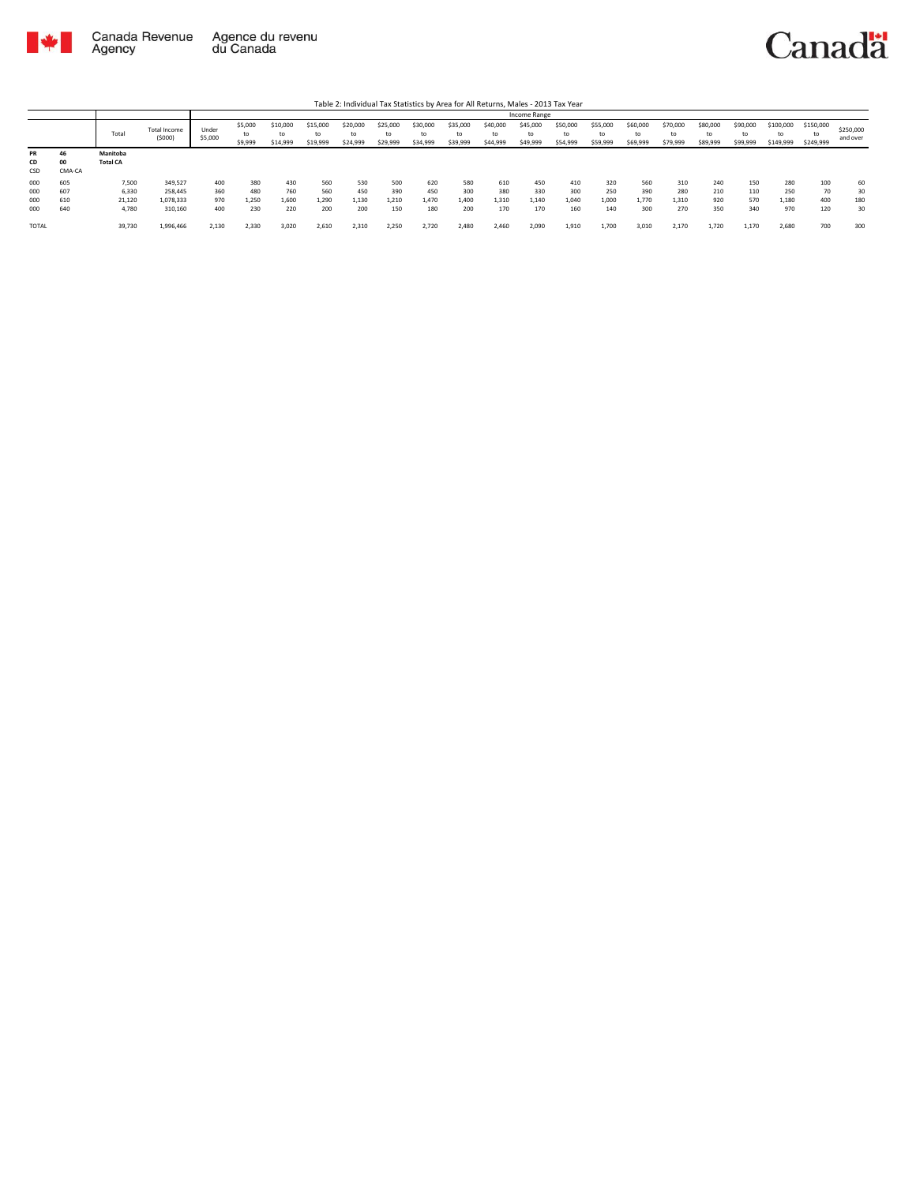Table 2: Individual Tax Statistics by Area for All Returns, Males - 2013 Tax Year

| | | Total | Total Income ($000) | Under $5,000 | $5,000 to $9,999 | $10,000 to $14,999 | $15,000 to $19,999 | $20,000 to $24,999 | $25,000 to $29,999 | $30,000 to $34,999 | $35,000 to $39,999 | $40,000 to $44,999 | $45,000 to $49,999 | $50,000 to $54,999 | $55,000 to $59,999 | $60,000 to $69,999 | $70,000 to $79,999 | $80,000 to $89,999 | $90,000 to $99,999 | $100,000 to $149,999 | $150,000 to $249,999 | $250,000 and over |
|---|---|---|---|---|---|---|---|---|---|---|---|---|---|---|---|---|---|---|---|---|---|---|
| | | | | Income Range | | | | | | | | | | | | | | | | | | |
| PR | 46 | Manitoba | | | | | | | | | | | | | | | | | | | | |
| CD | 00 | Total CA | | | | | | | | | | | | | | | | | | | | |
| CSD | CMA-CA | | | | | | | | | | | | | | | | | | | | | |
| 000 | 605 | 7,500 | 349,527 | 400 | 380 | 430 | 560 | 530 | 500 | 620 | 580 | 610 | 450 | 410 | 320 | 560 | 310 | 240 | 150 | 280 | 100 | 60 |
| 000 | 607 | 6,330 | 258,445 | 360 | 480 | 760 | 560 | 450 | 390 | 450 | 300 | 380 | 330 | 300 | 250 | 390 | 280 | 210 | 110 | 250 | 70 | 30 |
| 000 | 610 | 21,120 | 1,078,333 | 970 | 1,250 | 1,600 | 1,290 | 1,130 | 1,210 | 1,470 | 1,400 | 1,310 | 1,140 | 1,040 | 1,000 | 1,770 | 1,310 | 920 | 570 | 1,180 | 400 | 180 |
| 000 | 640 | 4,780 | 310,160 | 400 | 230 | 220 | 200 | 200 | 150 | 180 | 200 | 170 | 170 | 160 | 140 | 300 | 270 | 350 | 340 | 970 | 120 | 30 |
| TOTAL | | 39,730 | 1,996,466 | 2,130 | 2,330 | 3,020 | 2,610 | 2,310 | 2,250 | 2,720 | 2,480 | 2,460 | 2,090 | 1,910 | 1,700 | 3,010 | 2,170 | 1,720 | 1,170 | 2,680 | 700 | 300 |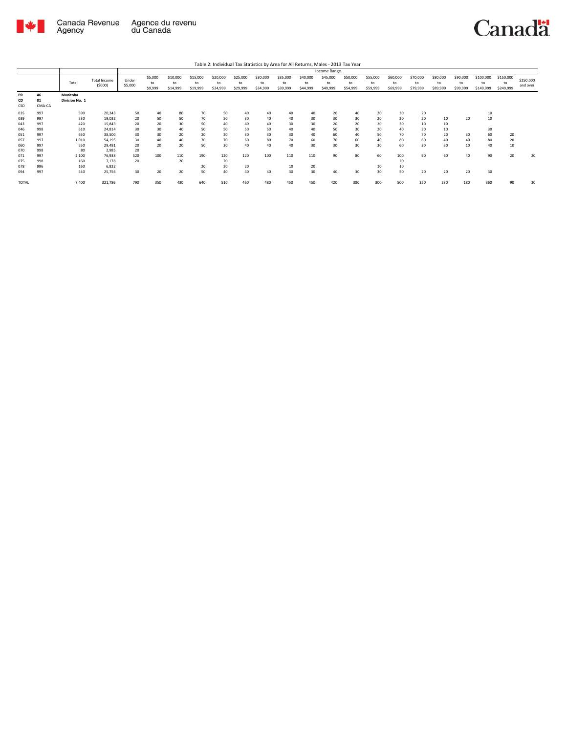Table 2: Individual Tax Statistics by Area for All Returns, Males - 2013 Tax Year

| | | Total | Total Income ($000) | Income Range | | | | | | | | | | | | | | | | | | |
|---|---|---|---|---|---|---|---|---|---|---|---|---|---|---|---|---|---|---|---|---|---|---|
| | | | | Under $5,000 | $5,000 to $9,999 | $10,000 to $14,999 | $15,000 to $19,999 | $20,000 to $24,999 | $25,000 to $29,999 | $30,000 to $34,999 | $35,000 to $39,999 | $40,000 to $44,999 | $45,000 to $49,999 | $50,000 to $54,999 | $55,000 to $59,999 | $60,000 to $69,999 | $70,000 to $79,999 | $80,000 to $89,999 | $90,000 to $99,999 | $100,000 to $149,999 | $150,000 to $249,999 | $250,000 and over |
| PR 46 | | Manitoba | | | | | | | | | | | | | | | | | | | | |
| CD 01 | | Division No. 1 | | | | | | | | | | | | | | | | | | | | |
| CSD | CMA-CA | | | | | | | | | | | | | | | | | | | | | |
| 035 | 997 | 590 | 20,243 | 50 | 40 | 80 | 70 | 50 | 40 | 40 | 40 | 40 | 20 | 40 | 20 | 30 | 20 | | | 10 | | |
| 039 | 997 | 530 | 19,032 | 20 | 50 | 50 | 70 | 50 | 30 | 40 | 40 | 30 | 30 | 30 | 20 | 20 | 20 | 10 | 20 | 10 | | |
| 043 | 997 | 420 | 15,843 | 20 | 20 | 30 | 50 | 40 | 40 | 40 | 30 | 30 | 20 | 20 | 20 | 30 | 10 | 10 | | | | |
| 046 | 998 | 610 | 24,814 | 30 | 30 | 40 | 50 | 50 | 50 | 50 | 40 | 40 | 50 | 30 | 20 | 40 | 30 | 10 | | 30 | | |
| 051 | 997 | 650 | 38,500 | 30 | 30 | 20 | 20 | 20 | 30 | 30 | 30 | 40 | 60 | 40 | 50 | 70 | 70 | 20 | 30 | 60 | 20 | |
| 057 | 997 | 1,010 | 54,195 | 30 | 40 | 40 | 70 | 70 | 60 | 80 | 70 | 60 | 70 | 60 | 40 | 80 | 60 | 40 | 40 | 80 | 20 | |
| 060 | 997 | 550 | 29,481 | 20 | 20 | 20 | 50 | 30 | 40 | 40 | 40 | 30 | 30 | 30 | 30 | 60 | 30 | 30 | 10 | 40 | 10 | |
| 070 | 998 | 80 | 2,985 | 20 | | | | | | | | | | | | | | | | | | |
| 071 | 997 | 2,100 | 76,938 | 520 | 100 | 110 | 190 | 120 | 120 | 100 | 110 | 110 | 90 | 80 | 60 | 100 | 90 | 60 | 40 | 90 | 20 | 20 |
| 075 | 998 | 160 | 7,178 | 20 | | 20 | | 20 | | | | | | | | 20 | | | | | | |
| 078 | 996 | 160 | 6,822 | | | | 20 | 20 | 20 | | 10 | 20 | | | 10 | 10 | | | | | | |
| 094 | 997 | 540 | 25,756 | 30 | 20 | 20 | 50 | 40 | 40 | 40 | 30 | 30 | 40 | 30 | 30 | 50 | 20 | 20 | 20 | 30 | | |
| TOTAL | | 7,400 | 321,786 | 790 | 350 | 430 | 640 | 510 | 460 | 480 | 450 | 450 | 420 | 380 | 300 | 500 | 350 | 230 | 180 | 360 | 90 | 30 |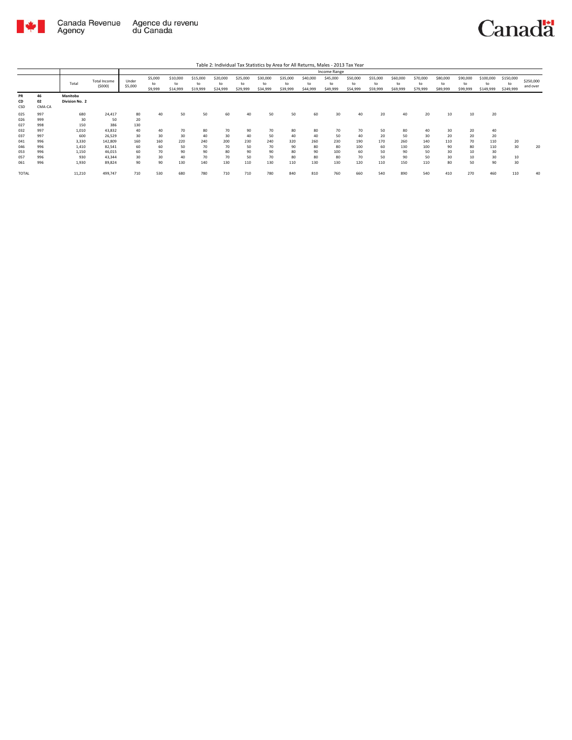Table 2: Individual Tax Statistics by Area for All Returns, Males - 2013 Tax Year

| | | Total | Total Income ($000) | Income Range | | | | | | | | | | | | | | | | | | |
|---|---|---|---|---|---|---|---|---|---|---|---|---|---|---|---|---|---|---|---|---|---|---|
| | | | | Under $5,000 | $5,000 to $9,999 | $10,000 to $14,999 | $15,000 to $19,999 | $20,000 to $24,999 | $25,000 to $29,999 | $30,000 to $34,999 | $35,000 to $39,999 | $40,000 to $44,999 | $45,000 to $49,999 | $50,000 to $54,999 | $55,000 to $59,999 | $60,000 to $69,999 | $70,000 to $79,999 | $80,000 to $89,999 | $90,000 to $99,999 | $100,000 to $149,999 | $150,000 to $249,999 | $250,000 and over |
| **PR** | **46** | **Manitoba** | | | | | | | | | | | | | | | | | | | | |
| **CD** | **02** | **Division No. 2** | | | | | | | | | | | | | | | | | | | | |
| CSD | CMA-CA | | | | | | | | | | | | | | | | | | | | | |
| 025 | 997 | 680 | 24,417 | 80 | 40 | 50 | 50 | 60 | 40 | 50 | 50 | 60 | 30 | 40 | 20 | 40 | 20 | 10 | 10 | 20 | | |
| 026 | 999 | 30 | 50 | 20 | | | | | | | | | | | | | | | | | | |
| 027 | 998 | 150 | 386 | 130 | | | | | | | | | | | | | | | | | | |
| 032 | 997 | 1,010 | 43,832 | 40 | 40 | 70 | 80 | 70 | 90 | 70 | 80 | 80 | 70 | 70 | 50 | 80 | 40 | 30 | 20 | 40 | | |
| 037 | 997 | 600 | 26,529 | 30 | 30 | 30 | 40 | 30 | 40 | 50 | 40 | 40 | 50 | 40 | 20 | 50 | 30 | 20 | 20 | 20 | | |
| 041 | 996 | 3,330 | 142,809 | 160 | 160 | 220 | 240 | 200 | 230 | 240 | 320 | 260 | 230 | 190 | 170 | 260 | 140 | 110 | 70 | 110 | 20 | |
| 046 | 996 | 1,410 | 82,541 | 60 | 60 | 50 | 70 | 70 | 50 | 70 | 90 | 80 | 80 | 100 | 60 | 130 | 100 | 90 | 80 | 110 | 30 | 20 |
| 053 | 996 | 1,150 | 46,015 | 60 | 70 | 90 | 90 | 80 | 90 | 90 | 80 | 90 | 100 | 60 | 50 | 90 | 50 | 30 | 10 | 30 | | |
| 057 | 996 | 930 | 43,344 | 30 | 30 | 40 | 70 | 70 | 50 | 70 | 80 | 80 | 80 | 70 | 50 | 90 | 50 | 30 | 10 | 30 | 10 | |
| 061 | 996 | 1,930 | 89,824 | 90 | 90 | 130 | 140 | 130 | 110 | 130 | 110 | 130 | 130 | 120 | 110 | 150 | 110 | 80 | 50 | 90 | 30 | |
| TOTAL | | 11,210 | 499,747 | 710 | 530 | 680 | 780 | 710 | 710 | 780 | 840 | 810 | 760 | 660 | 540 | 890 | 540 | 410 | 270 | 460 | 110 | 40 |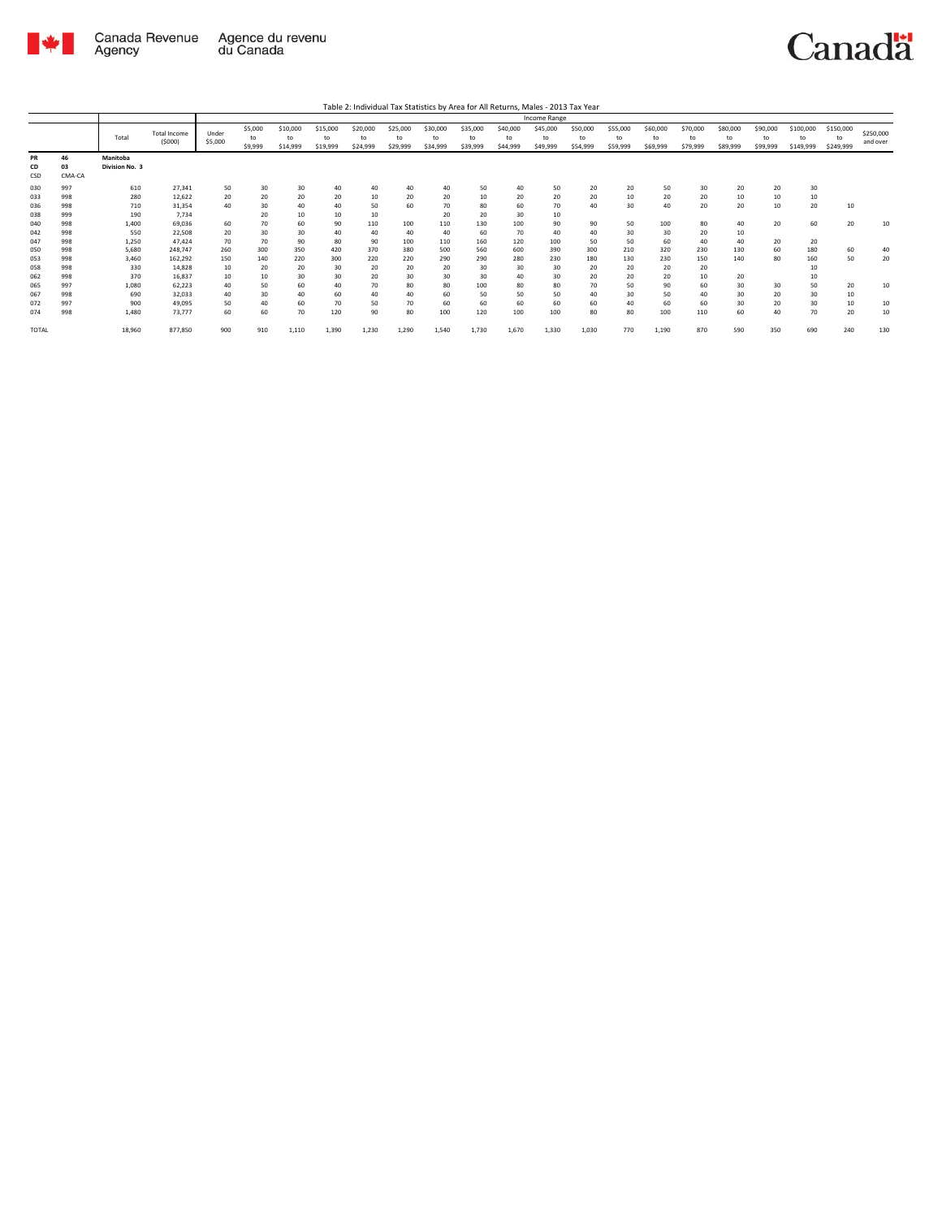Table 2: Individual Tax Statistics by Area for All Returns, Males - 2013 Tax Year

| | | Total | Total Income ($000) | Income Range | | | | | | | | | | | | | | | | | | |
|---|---|---|---|---|---|---|---|---|---|---|---|---|---|---|---|---|---|---|---|---|---|---|
| | | | | Under $5,000 | $5,000 to $9,999 | $10,000 to $14,999 | $15,000 to $19,999 | $20,000 to $24,999 | $25,000 to $29,999 | $30,000 to $34,999 | $35,000 to $39,999 | $40,000 to $44,999 | $45,000 to $49,999 | $50,000 to $54,999 | $55,000 to $59,999 | $60,000 to $69,999 | $70,000 to $79,999 | $80,000 to $89,999 | $90,000 to $99,999 | $100,000 to $149,999 | $150,000 to $249,999 | $250,000 and over |
| PR 46 | | Manitoba | | | | | | | | | | | | | | | | | | | | |
| CD 03 | | Division No. 3 | | | | | | | | | | | | | | | | | | | | |
| CSD | CMA-CA | | | | | | | | | | | | | | | | | | | | | |
| 030 | 997 | 610 | 27,341 | 50 | 30 | 30 | 40 | 40 | 40 | 40 | 50 | 40 | 50 | 20 | 20 | 50 | 30 | 20 | 20 | 30 | | |
| 033 | 998 | 280 | 12,622 | 20 | 20 | 20 | 20 | 10 | 20 | 20 | 10 | 20 | 20 | 20 | 10 | 20 | 20 | 10 | 10 | 10 | | |
| 036 | 998 | 710 | 31,354 | 40 | 30 | 40 | 40 | 50 | 60 | 70 | 80 | 60 | 70 | 40 | 30 | 40 | 20 | 20 | 10 | 20 | 10 | |
| 038 | 999 | 190 | 7,734 | | 20 | 10 | 10 | 10 | | 20 | 20 | 30 | 10 | | | | | | | | | |
| 040 | 998 | 1,400 | 69,036 | 60 | 70 | 60 | 90 | 110 | 100 | 110 | 130 | 100 | 90 | 90 | 50 | 100 | 80 | 40 | 20 | 60 | 20 | 10 |
| 042 | 998 | 550 | 22,508 | 20 | 30 | 30 | 40 | 40 | 40 | 40 | 60 | 70 | 40 | 40 | 30 | 30 | 20 | 10 | | | | |
| 047 | 998 | 1,250 | 47,424 | 70 | 70 | 90 | 80 | 90 | 100 | 110 | 160 | 120 | 100 | 50 | 50 | 60 | 40 | 40 | 20 | 20 | | |
| 050 | 998 | 5,680 | 248,747 | 260 | 300 | 350 | 420 | 370 | 380 | 500 | 560 | 600 | 390 | 300 | 210 | 320 | 230 | 130 | 60 | 180 | 60 | 40 |
| 053 | 998 | 3,460 | 162,292 | 150 | 140 | 220 | 300 | 220 | 220 | 290 | 290 | 280 | 230 | 180 | 130 | 230 | 150 | 140 | 80 | 160 | 50 | 20 |
| 058 | 998 | 330 | 14,828 | 10 | 20 | 20 | 30 | 20 | 20 | 20 | 30 | 30 | 30 | 20 | 20 | 20 | 20 | | | 10 | | |
| 062 | 998 | 370 | 16,837 | 10 | 10 | 30 | 30 | 20 | 30 | 30 | 30 | 40 | 30 | 20 | 20 | 20 | 10 | 20 | | 10 | | |
| 065 | 997 | 1,080 | 62,223 | 40 | 50 | 60 | 40 | 70 | 80 | 80 | 100 | 80 | 80 | 70 | 50 | 90 | 60 | 30 | 30 | 50 | 20 | 10 |
| 067 | 998 | 690 | 32,033 | 40 | 30 | 40 | 60 | 40 | 40 | 60 | 50 | 50 | 50 | 40 | 30 | 50 | 40 | 30 | 20 | 30 | 10 | |
| 072 | 997 | 900 | 49,095 | 50 | 40 | 60 | 70 | 50 | 70 | 60 | 60 | 60 | 60 | 60 | 40 | 60 | 60 | 30 | 20 | 30 | 10 | 10 |
| 074 | 998 | 1,480 | 73,777 | 60 | 60 | 70 | 120 | 90 | 80 | 100 | 120 | 100 | 100 | 80 | 80 | 100 | 110 | 60 | 40 | 70 | 20 | 10 |
| TOTAL | | 18,960 | 877,850 | 900 | 910 | 1,110 | 1,390 | 1,230 | 1,290 | 1,540 | 1,730 | 1,670 | 1,330 | 1,030 | 770 | 1,190 | 870 | 590 | 350 | 690 | 240 | 130 |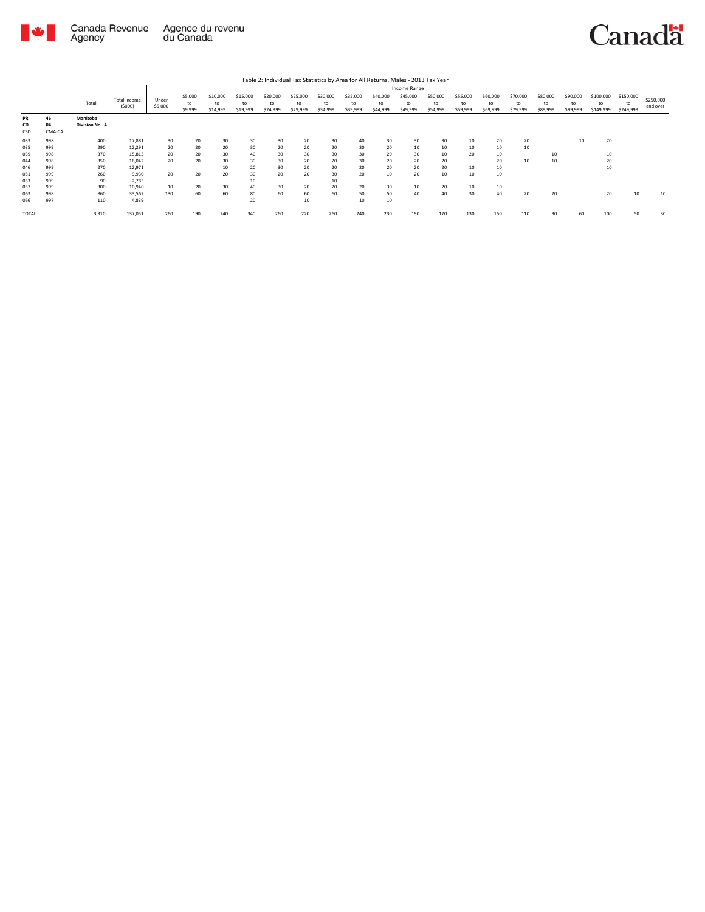Table 2: Individual Tax Statistics by Area for All Returns, Males - 2013 Tax Year

| | | Total | Total Income (\$000) | Income Range | | | | | | | | | | | | | | | | | | |
|---|---|---|---|---|---|---|---|---|---|---|---|---|---|---|---|---|---|---|---|---|---|---|
| | | | | Under \$5,000 | \$5,000 to \$9,999 | \$10,000 to \$14,999 | \$15,000 to \$19,999 | \$20,000 to \$24,999 | \$25,000 to \$29,999 | \$30,000 to \$34,999 | \$35,000 to \$39,999 | \$40,000 to \$44,999 | \$45,000 to \$49,999 | \$50,000 to \$54,999 | \$55,000 to \$59,999 | \$60,000 to \$69,999 | \$70,000 to \$79,999 | \$80,000 to \$89,999 | \$90,000 to \$99,999 | \$100,000 to \$149,999 | \$150,000 to \$249,999 | \$250,000 and over |
| **PR** | **46** | **Manitoba** | | | | | | | | | | | | | | | | | | | | |
| **CD** | **04** | **Division No. 4** | | | | | | | | | | | | | | | | | | | | |
| **CSD** | **CMA-CA** | | | | | | | | | | | | | | | | | | | | | |
| 033 | 998 | 400 | 17,881 | 30 | 20 | 30 | 30 | 30 | 20 | 30 | 40 | 30 | 30 | 30 | 10 | 20 | 20 | | 10 | 20 | | |
| 035 | 999 | 290 | 12,291 | 20 | 20 | 20 | 30 | 20 | 20 | 20 | 30 | 20 | 10 | 10 | 10 | 10 | 10 | | | | | |
| 039 | 998 | 370 | 15,813 | 20 | 20 | 30 | 40 | 30 | 30 | 30 | 30 | 20 | 30 | 10 | 20 | 10 | | 10 | | 10 | | |
| 044 | 998 | 350 | 16,042 | 20 | 20 | 30 | 30 | 30 | 20 | 20 | 30 | 20 | 20 | 20 | | 20 | 10 | 10 | | 20 | | |
| 046 | 999 | 270 | 12,971 | | | 10 | 20 | 30 | 20 | 20 | 20 | 20 | 20 | 20 | 10 | 10 | | | | 10 | | |
| 051 | 999 | 260 | 9,930 | 20 | 20 | 20 | 30 | 20 | 20 | 30 | 20 | 10 | 20 | 10 | 10 | 10 | | | | | | |
| 053 | 999 | 90 | 2,783 | | | | 10 | | | 10 | | | | | | | | | | | | |
| 057 | 999 | 300 | 10,940 | 10 | 20 | 30 | 40 | 30 | 20 | 20 | 20 | 30 | 10 | 20 | 10 | 10 | | | | | | |
| 063 | 998 | 860 | 33,562 | 130 | 60 | 60 | 80 | 60 | 60 | 60 | 50 | 50 | 40 | 40 | 30 | 40 | 20 | 20 | | 20 | 10 | 10 |
| 066 | 997 | 110 | 4,839 | | | | 20 | | 10 | | 10 | 10 | | | | | | | | | | |
| TOTAL | | 3,310 | 137,051 | 260 | 190 | 240 | 340 | 260 | 220 | 260 | 240 | 230 | 190 | 170 | 130 | 150 | 110 | 90 | 60 | 100 | 50 | 30 |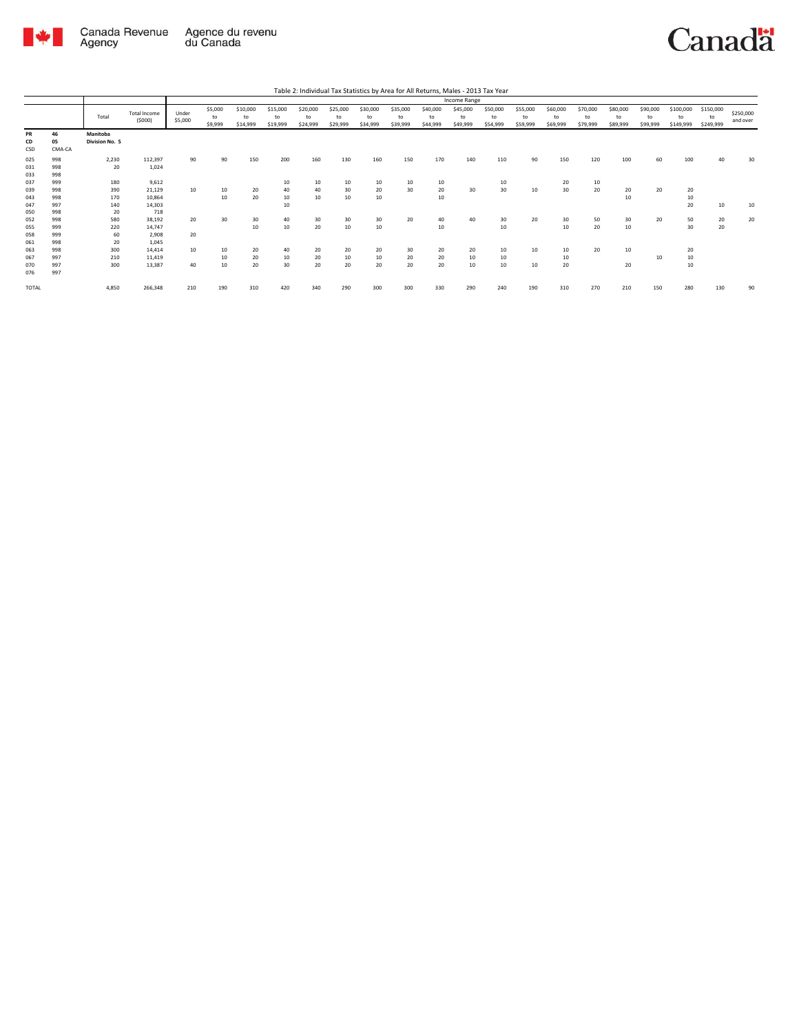Table 2: Individual Tax Statistics by Area for All Returns, Males - 2013 Tax Year

| | | Total | Total Income ($000) | Income Range | | | | | | | | | | | | | | | | | | | | |
|---|---|---|---|---|---|---|---|---|---|---|---|---|---|---|---|---|---|---|---|---|---|---|---|---|
| | | | | Under $5,000 | $5,000 to $9,999 | $10,000 to $14,999 | $15,000 to $19,999 | $20,000 to $24,999 | $25,000 to $29,999 | $30,000 to $34,999 | $35,000 to $39,999 | $40,000 to $44,999 | $45,000 to $49,999 | $50,000 to $54,999 | $55,000 to $59,999 | $60,000 to $69,999 | $70,000 to $79,999 | $80,000 to $89,999 | $90,000 to $99,999 | $100,000 to $149,999 | $150,000 to $249,999 | $250,000 and over |
| PR | 46 | Manitoba | | | | | | | | | | | | | | | | | | | | |
| CD | 05 | Division No. 5 | | | | | | | | | | | | | | | | | | | | |
| CSD | CMA-CA | | | | | | | | | | | | | | | | | | | | | |
| 025 | 998 | 2,230 | 112,397 | 90 | 90 | 150 | 200 | 160 | 130 | 160 | 150 | 170 | 140 | 110 | 90 | 150 | 120 | 100 | 60 | 100 | 40 | 30 |
| 031 | 998 | 20 | 1,024 | | | | | | | | | | | | | | | | | | | |
| 033 | 998 | | | | | | | | | | | | | | | | | | | | | |
| 037 | 999 | 180 | 9,612 | | | | 10 | 10 | 10 | 10 | 10 | 10 | | 10 | | 20 | 10 | | | | | |
| 039 | 998 | 390 | 21,129 | 10 | 10 | 20 | 40 | 40 | 30 | 20 | 30 | 20 | 30 | 30 | 10 | 30 | 20 | 20 | 20 | 20 | | |
| 043 | 998 | 170 | 10,864 | | 10 | 20 | 10 | 10 | 10 | 10 | | 10 | | | | | | 10 | | 10 | | |
| 047 | 997 | 140 | 14,303 | | | | 10 | | | | | | | | | | | | | 20 | 10 | 10 |
| 050 | 998 | 20 | 718 | | | | | | | | | | | | | | | | | | | |
| 052 | 998 | 580 | 38,192 | 20 | 30 | 30 | 40 | 30 | 30 | 30 | 20 | 40 | 40 | 30 | 20 | 30 | 50 | 30 | 20 | 50 | 20 | 20 |
| 055 | 999 | 220 | 14,747 | | | 10 | 10 | 20 | 10 | 10 | | 10 | | 10 | | 10 | 20 | 10 | | 30 | 20 | |
| 058 | 999 | 60 | 2,908 | 20 | | | | | | | | | | | | | | | | | | |
| 061 | 998 | 20 | 1,045 | | | | | | | | | | | | | | | | | | | |
| 063 | 998 | 300 | 14,414 | 10 | 10 | 20 | 40 | 20 | 20 | 20 | 30 | 20 | 20 | 10 | 10 | 10 | 20 | 10 | | 20 | | |
| 067 | 997 | 210 | 11,419 | | 10 | 20 | 10 | 20 | 10 | 10 | 20 | 20 | 10 | 10 | | 10 | | | 10 | 10 | | |
| 070 | 997 | 300 | 13,387 | 40 | 10 | 20 | 30 | 20 | 20 | 20 | 20 | 20 | 10 | 10 | 10 | 20 | | 20 | | 10 | | |
| 076 | 997 | | | | | | | | | | | | | | | | | | | | | |
| TOTAL | | 4,850 | 266,348 | 210 | 190 | 310 | 420 | 340 | 290 | 300 | 300 | 330 | 290 | 240 | 190 | 310 | 270 | 210 | 150 | 280 | 130 | 90 |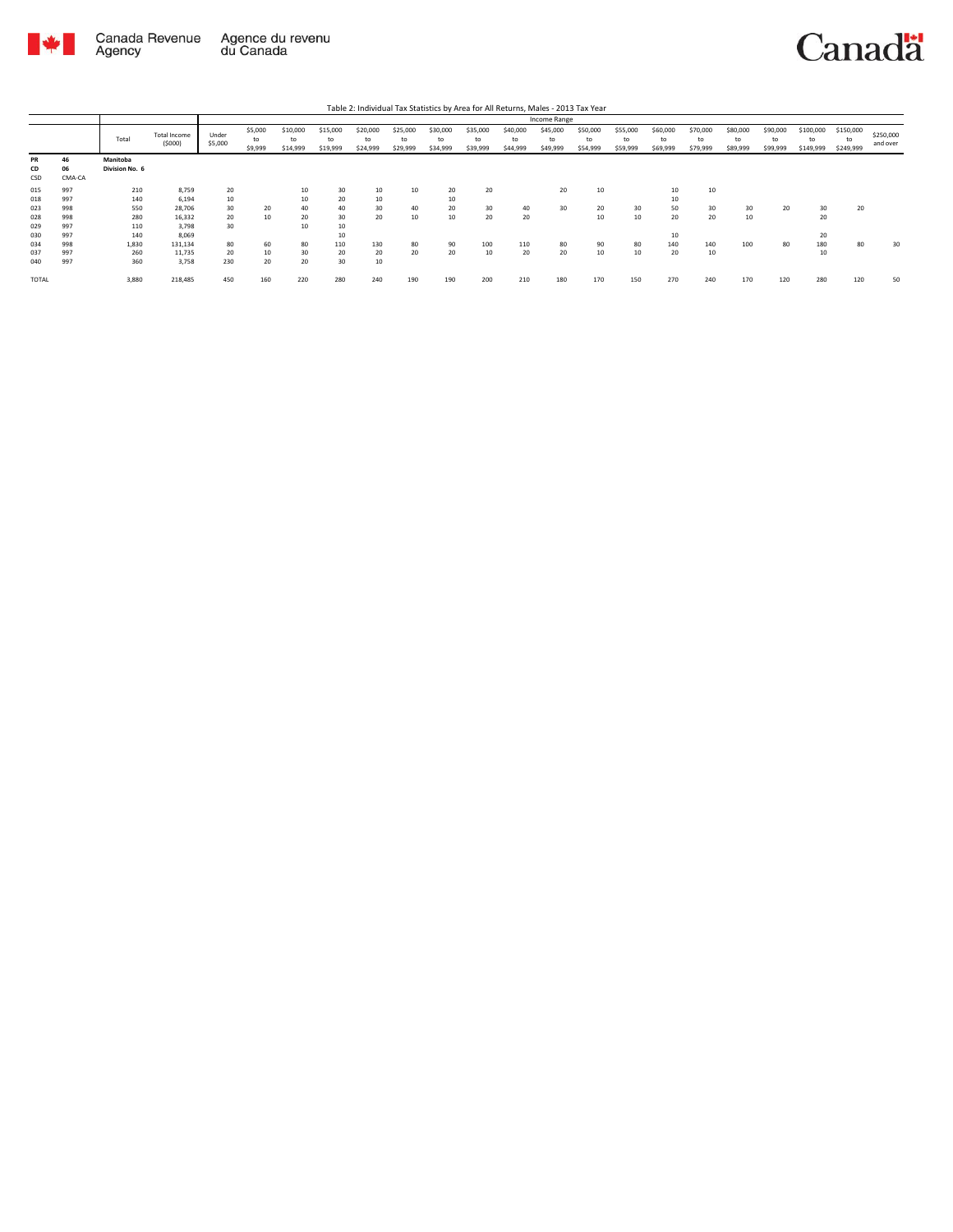Table 2: Individual Tax Statistics by Area for All Returns, Males - 2013 Tax Year

| | | Total | Total Income ($000) | Income Range | | | | | | | | | | | | | | | | | | |
|---|---|---|---|---|---|---|---|---|---|---|---|---|---|---|---|---|---|---|---|---|---|---|
| | | | | Under $5,000 | $5,000 to $9,999 | $10,000 to $14,999 | $15,000 to $19,999 | $20,000 to $24,999 | $25,000 to $29,999 | $30,000 to $34,999 | $35,000 to $39,999 | $40,000 to $44,999 | $45,000 to $49,999 | $50,000 to $54,999 | $55,000 to $59,999 | $60,000 to $69,999 | $70,000 to $79,999 | $80,000 to $89,999 | $90,000 to $99,999 | $100,000 to $149,999 | $150,000 to $249,999 | $250,000 and over |
| PR | 46 | Manitoba | | | | | | | | | | | | | | | | | | | | |
| CD | 06 | Division No. 6 | | | | | | | | | | | | | | | | | | | | |
| CSD | CMA-CA | | | | | | | | | | | | | | | | | | | | | |
| 015 | 997 | 210 | 8,759 | 20 | | 10 | 30 | 10 | 10 | 20 | 20 | | 20 | 10 | | 10 | 10 | | | | | |
| 018 | 997 | 140 | 6,194 | 10 | | 10 | 20 | 10 | | 10 | | | | | | 10 | | | | | | |
| 023 | 998 | 550 | 28,706 | 30 | 20 | 40 | 40 | 30 | 40 | 20 | 30 | 40 | 30 | 20 | 30 | 50 | 30 | 30 | 20 | 30 | 20 | |
| 028 | 998 | 280 | 16,332 | 20 | 10 | 20 | 30 | 20 | 10 | 10 | 20 | 20 | | 10 | 10 | 20 | 20 | 10 | | 20 | | |
| 029 | 997 | 110 | 3,798 | 30 | | 10 | 10 | | | | | | | | | | | | | | | |
| 030 | 997 | 140 | 8,069 | | | | 10 | | | | | | | | | 10 | | | | 20 | | |
| 034 | 998 | 1,830 | 131,134 | 80 | 60 | 80 | 110 | 130 | 80 | 90 | 100 | 110 | 80 | 90 | 80 | 140 | 140 | 100 | 80 | 180 | 80 | 30 |
| 037 | 997 | 260 | 11,735 | 20 | 10 | 30 | 20 | 20 | 20 | 20 | 10 | 20 | 20 | 10 | 10 | 20 | 10 | | | 10 | | |
| 040 | 997 | 360 | 3,758 | 230 | 20 | 20 | 30 | 10 | | | | | | | | | | | | | | |
| TOTAL | | 3,880 | 218,485 | 450 | 160 | 220 | 280 | 240 | 190 | 190 | 200 | 210 | 180 | 170 | 150 | 270 | 240 | 170 | 120 | 280 | 120 | 50 |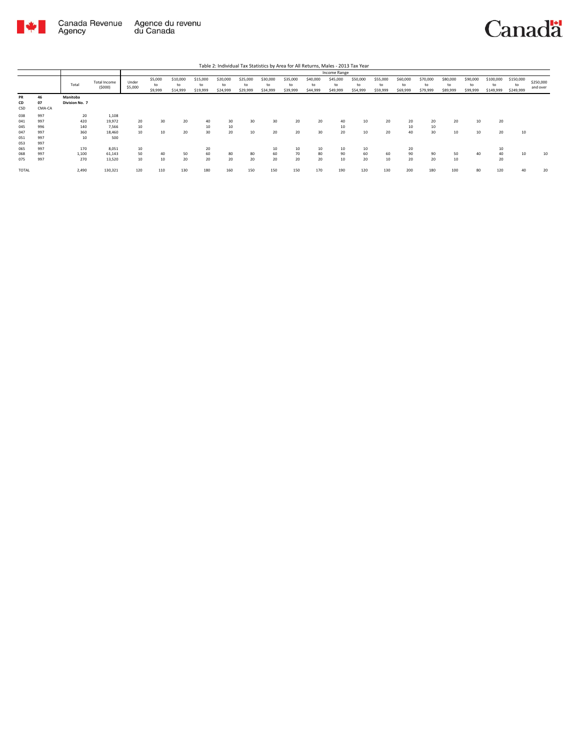Table 2: Individual Tax Statistics by Area for All Returns, Males - 2013 Tax Year

| | | | | Income Range | | | | | | | | | | | | | | | | | | |
|---|---|---|---|---|---|---|---|---|---|---|---|---|---|---|---|---|---|---|---|---|---|---|
| | | Total | Total Income ($000) | Under $5,000 | $5,000 to $9,999 | $10,000 to $14,999 | $15,000 to $19,999 | $20,000 to $24,999 | $25,000 to $29,999 | $30,000 to $34,999 | $35,000 to $39,999 | $40,000 to $44,999 | $45,000 to $49,999 | $50,000 to $54,999 | $55,000 to $59,999 | $60,000 to $69,999 | $70,000 to $79,999 | $80,000 to $89,999 | $90,000 to $99,999 | $100,000 to $149,999 | $150,000 to $249,999 | $250,000 and over |
| **PR** | **46** | **Manitoba** | | | | | | | | | | | | | | | | | | | | |
| **CD** | **07** | **Division No. 7** | | | | | | | | | | | | | | | | | | | | |
| CSD | CMA-CA | | | | | | | | | | | | | | | | | | | | | |
| 038 | 997 | 20 | 1,108 | | | | | | | | | | | | | | | | | | | |
| 041 | 997 | 420 | 19,972 | 20 | 30 | 20 | 40 | 30 | 30 | 30 | 20 | 20 | 40 | 10 | 20 | 20 | 20 | 20 | 10 | 20 | | |
| 045 | 996 | 140 | 7,566 | 10 | | | 10 | 10 | | | | | 10 | | | 10 | 10 | | | | | |
| 047 | 997 | 360 | 18,460 | 10 | 10 | 20 | 30 | 20 | 10 | 20 | 20 | 30 | 20 | 10 | 20 | 40 | 30 | 10 | 10 | 20 | 10 | |
| 051 | 997 | 10 | 500 | | | | | | | | | | | | | | | | | | | |
| 053 | 997 | | | | | | | | | | | | | | | | | | | | | |
| 065 | 997 | 170 | 8,051 | 10 | | | 20 | | | 10 | 10 | 10 | 10 | 10 | | 20 | | | | 10 | | |
| 068 | 997 | 1,100 | 61,143 | 50 | 40 | 50 | 60 | 80 | 80 | 60 | 70 | 80 | 90 | 60 | 60 | 90 | 90 | 50 | 40 | 40 | 10 | 10 |
| 075 | 997 | 270 | 13,520 | 10 | 10 | 20 | 20 | 20 | 20 | 20 | 20 | 20 | 10 | 20 | 10 | 20 | 20 | 10 | | 20 | | |
| TOTAL | | 2,490 | 130,321 | 120 | 110 | 130 | 180 | 160 | 150 | 150 | 150 | 170 | 190 | 120 | 130 | 200 | 180 | 100 | 80 | 120 | 40 | 20 |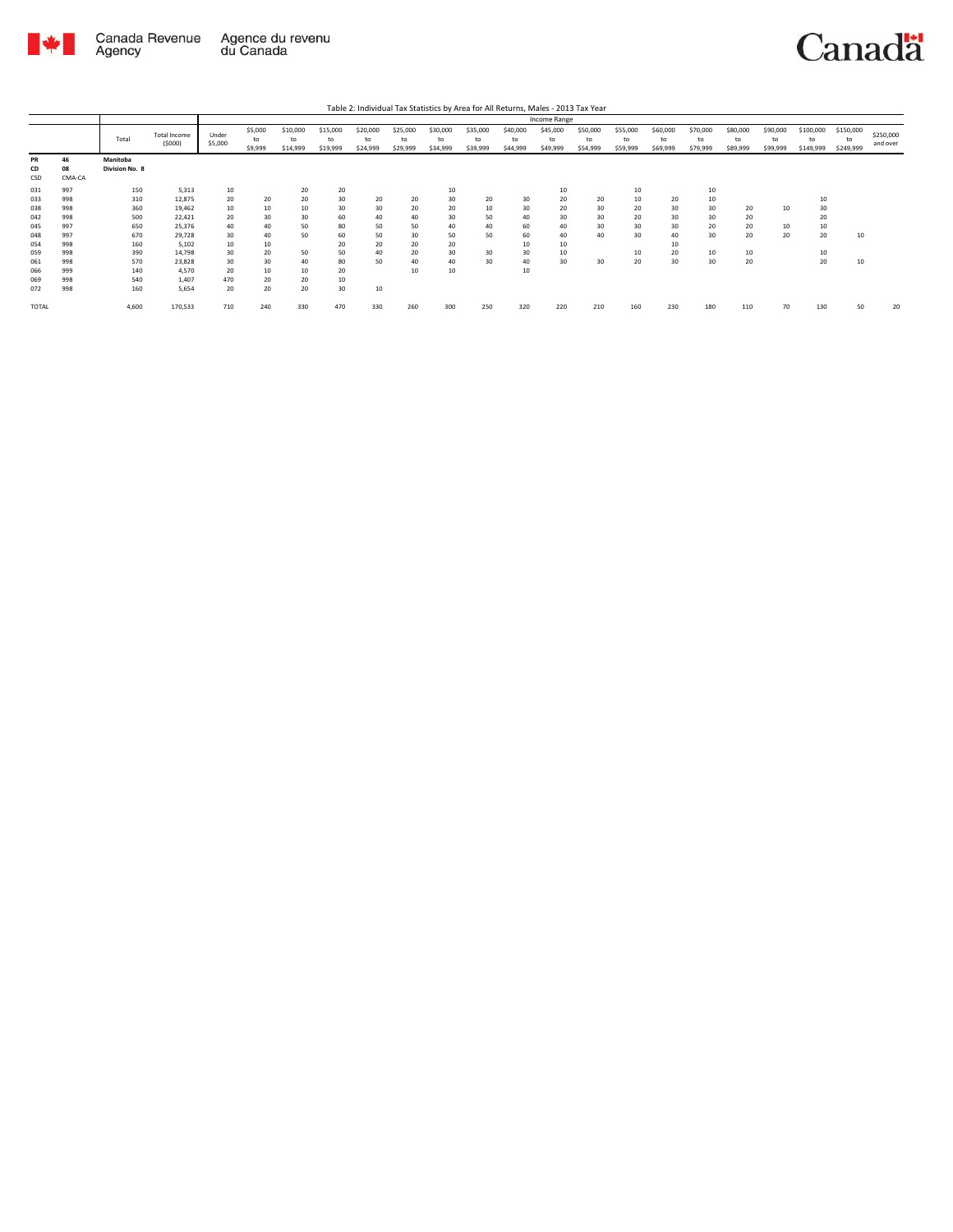Table 2: Individual Tax Statistics by Area for All Returns, Males - 2013 Tax Year

| | | Total | Total Income ($000) | Income Range | | | | | | | | | | | | | | | | | | |
|---|---|---|---|---|---|---|---|---|---|---|---|---|---|---|---|---|---|---|---|---|---|---|
| | | | | Under $5,000 | $5,000 to $9,999 | $10,000 to $14,999 | $15,000 to $19,999 | $20,000 to $24,999 | $25,000 to $29,999 | $30,000 to $34,999 | $35,000 to $39,999 | $40,000 to $44,999 | $45,000 to $49,999 | $50,000 to $54,999 | $55,000 to $59,999 | $60,000 to $69,999 | $70,000 to $79,999 | $80,000 to $89,999 | $90,000 to $99,999 | $100,000 to $149,999 | $150,000 to $249,999 | $250,000 and over |
| **PR** | **46** | **Manitoba** | | | | | | | | | | | | | | | | | | | | |
| **CD** | **08** | **Division No. 8** | | | | | | | | | | | | | | | | | | | | |
| CSD | CMA-CA | | | | | | | | | | | | | | | | | | | | | |
| 031 | 997 | 150 | 5,313 | 10 | | 20 | 20 | | | 10 | | | 10 | | 10 | | 10 | | | | | |
| 033 | 998 | 310 | 12,875 | 20 | 20 | 20 | 30 | 20 | 20 | 30 | 20 | 30 | 20 | 20 | 10 | 20 | 10 | | | 10 | | |
| 038 | 998 | 360 | 19,462 | 10 | 10 | 10 | 30 | 30 | 20 | 20 | 10 | 30 | 20 | 30 | 20 | 30 | 30 | 20 | 10 | 30 | | |
| 042 | 998 | 500 | 22,421 | 20 | 30 | 30 | 60 | 40 | 40 | 30 | 50 | 40 | 30 | 30 | 20 | 30 | 30 | 20 | | 20 | | |
| 045 | 997 | 650 | 25,376 | 40 | 40 | 50 | 80 | 50 | 50 | 40 | 40 | 60 | 40 | 30 | 30 | 30 | 20 | 20 | 10 | 10 | | |
| 048 | 997 | 670 | 29,728 | 30 | 40 | 50 | 60 | 50 | 30 | 50 | 50 | 60 | 40 | 40 | 30 | 40 | 30 | 20 | 20 | 20 | 10 | |
| 054 | 998 | 160 | 5,102 | 10 | 10 | | 20 | 20 | 20 | 20 | | 10 | 10 | | | 10 | | | | | | |
| 059 | 998 | 390 | 14,798 | 30 | 20 | 50 | 50 | 40 | 20 | 30 | 30 | 30 | 10 | | 10 | 20 | 10 | 10 | | 10 | | |
| 061 | 998 | 570 | 23,828 | 30 | 30 | 40 | 80 | 50 | 40 | 40 | 30 | 40 | 30 | 30 | 20 | 30 | 30 | 20 | | 20 | 10 | |
| 066 | 999 | 140 | 4,570 | 20 | 10 | 10 | 20 | | 10 | 10 | | 10 | | | | | | | | | | |
| 069 | 998 | 540 | 1,407 | 470 | 20 | 20 | 10 | | | | | | | | | | | | | | | |
| 072 | 998 | 160 | 5,654 | 20 | 20 | 20 | 30 | 10 | | | | | | | | | | | | | | |
| TOTAL | | 4,600 | 170,533 | 710 | 240 | 330 | 470 | 330 | 260 | 300 | 250 | 320 | 220 | 210 | 160 | 230 | 180 | 110 | 70 | 130 | 50 | 20 |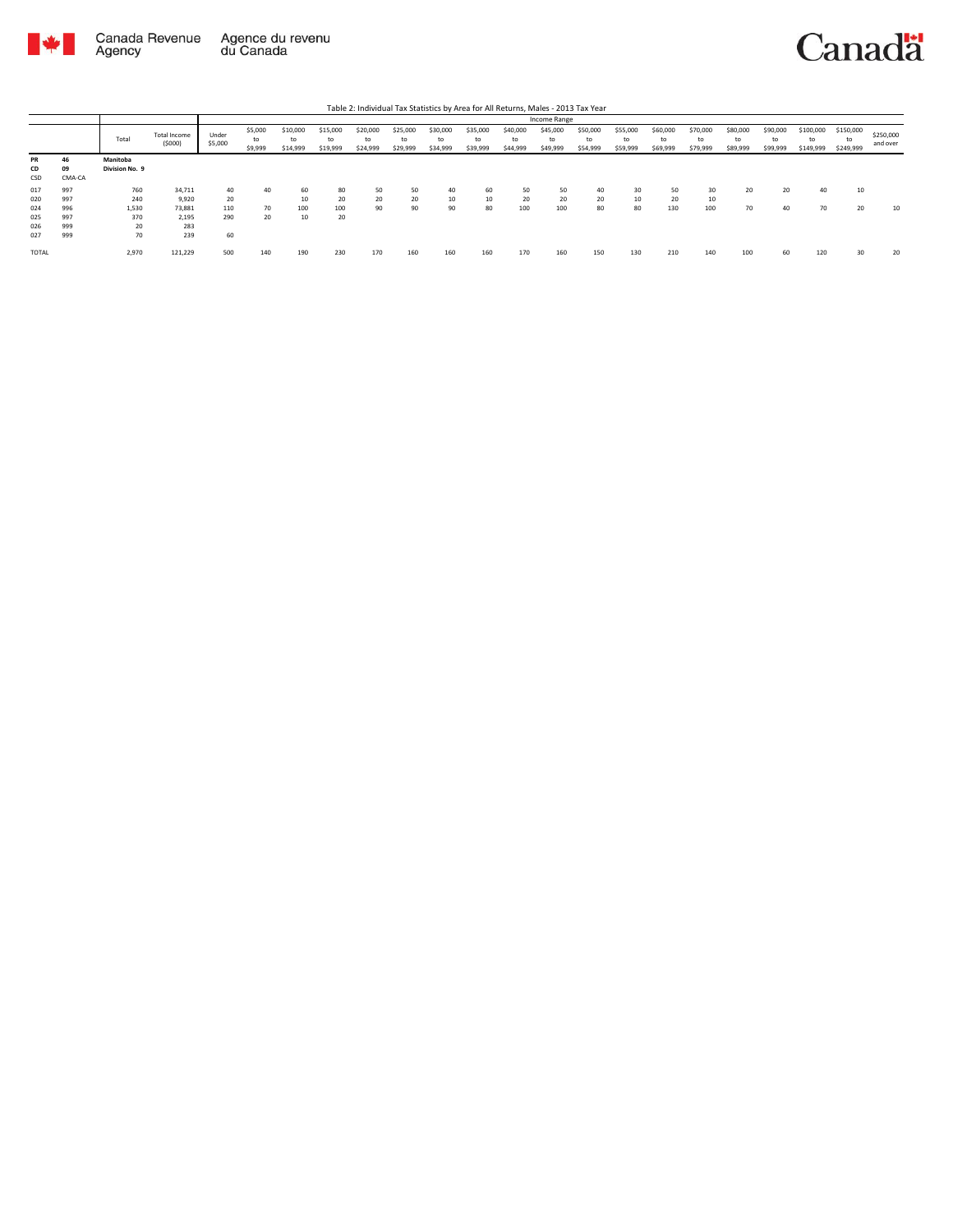Table 2: Individual Tax Statistics by Area for All Returns, Males - 2013 Tax Year

| | | Total | Total Income ($000) | Income Range | | | | | | | | | | | | | | | | | | |
|---|---|---|---|---|---|---|---|---|---|---|---|---|---|---|---|---|---|---|---|---|---|---|
| | | | | Under $5,000 | $5,000 to $9,999 | $10,000 to $14,999 | $15,000 to $19,999 | $20,000 to $24,999 | $25,000 to $29,999 | $30,000 to $34,999 | $35,000 to $39,999 | $40,000 to $44,999 | $45,000 to $49,999 | $50,000 to $54,999 | $55,000 to $59,999 | $60,000 to $69,999 | $70,000 to $79,999 | $80,000 to $89,999 | $90,000 to $99,999 | $100,000 to $149,999 | $150,000 to $249,999 | $250,000 and over |
| PR | 46 | Manitoba | | | | | | | | | | | | | | | | | | | | |
| CD | 09 | Division No. 9 | | | | | | | | | | | | | | | | | | | | |
| CSD | CMA-CA | | | | | | | | | | | | | | | | | | | | | |
| 017 | 997 | 760 | 34,711 | 40 | 40 | 60 | 80 | 50 | 50 | 40 | 60 | 50 | 50 | 40 | 30 | 50 | 30 | 20 | 20 | 40 | 10 | |
| 020 | 997 | 240 | 9,920 | 20 | | 10 | 20 | 20 | 20 | 10 | 10 | 20 | 20 | 20 | 10 | 20 | 10 | | | | | |
| 024 | 996 | 1,530 | 73,881 | 110 | 70 | 100 | 100 | 90 | 90 | 90 | 80 | 100 | 100 | 80 | 80 | 130 | 100 | 70 | 40 | 70 | 20 | 10 |
| 025 | 997 | 370 | 2,195 | 290 | 20 | 10 | 20 | | | | | | | | | | | | | | | |
| 026 | 999 | 20 | 283 | | | | | | | | | | | | | | | | | | | |
| 027 | 999 | 70 | 239 | 60 | | | | | | | | | | | | | | | | | | |
| TOTAL | | 2,970 | 121,229 | 500 | 140 | 190 | 230 | 170 | 160 | 160 | 160 | 170 | 160 | 150 | 130 | 210 | 140 | 100 | 60 | 120 | 30 | 20 |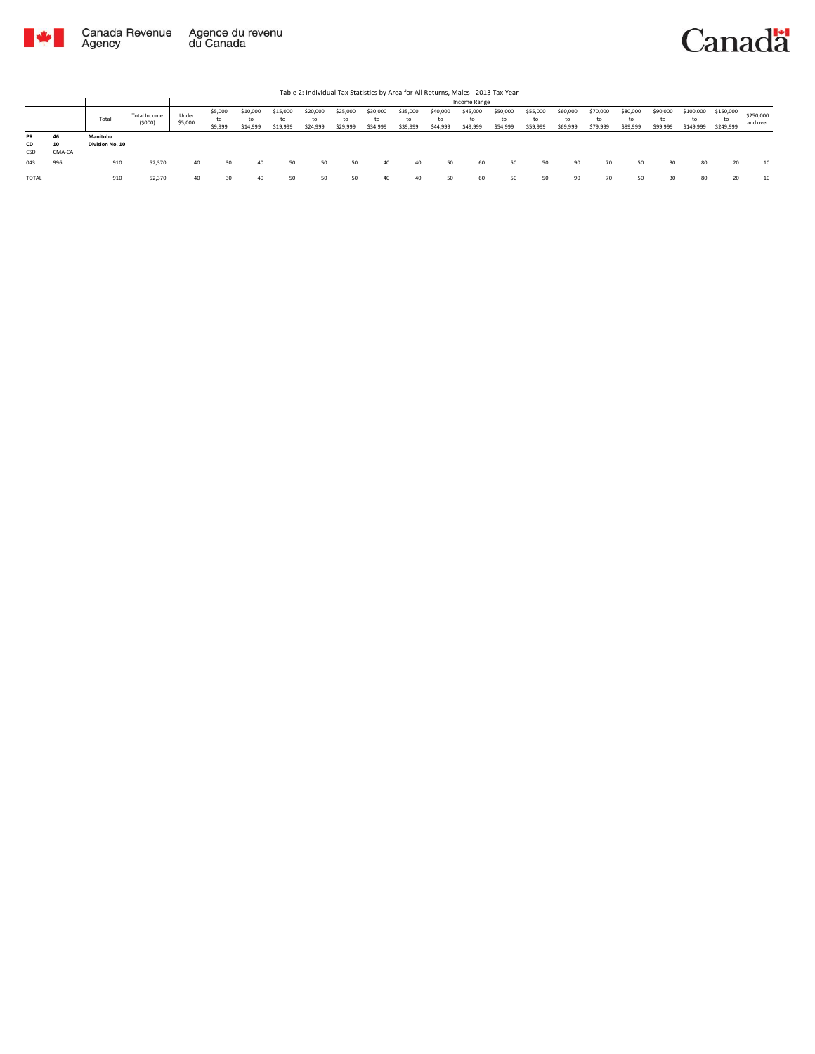Table 2: Individual Tax Statistics by Area for All Returns, Males - 2013 Tax Year

| | | Total | Total Income ($000) | Income Range | | | | | | | | | | | | | | | | | | | |
|---|---|---|---|---|---|---|---|---|---|---|---|---|---|---|---|---|---|---|---|---|---|---|---|
| | | | | Under $5,000 | $5,000 to $9,999 | $10,000 to $14,999 | $15,000 to $19,999 | $20,000 to $24,999 | $25,000 to $29,999 | $30,000 to $34,999 | $35,000 to $39,999 | $40,000 to $44,999 | $45,000 to $49,999 | $50,000 to $54,999 | $55,000 to $59,999 | $60,000 to $69,999 | $70,000 to $79,999 | $80,000 to $89,999 | $90,000 to $99,999 | $100,000 to $149,999 | $150,000 to $249,999 | $250,000 and over |
| **PR** | **46** | **Manitoba** | | | | | | | | | | | | | | | | | | | | | |
| **CD** | **10** | **Division No. 10** | | | | | | | | | | | | | | | | | | | | | |
| CSD | CMA-CA | | | | | | | | | | | | | | | | | | | | | | |
| 043 | 996 | 910 | 52,370 | 40 | 30 | 40 | 50 | 50 | 50 | 40 | 40 | 50 | 60 | 50 | 50 | 90 | 70 | 50 | 30 | 80 | 20 | 10 |
| TOTAL | | 910 | 52,370 | 40 | 30 | 40 | 50 | 50 | 50 | 40 | 40 | 50 | 60 | 50 | 50 | 90 | 70 | 50 | 30 | 80 | 20 | 10 |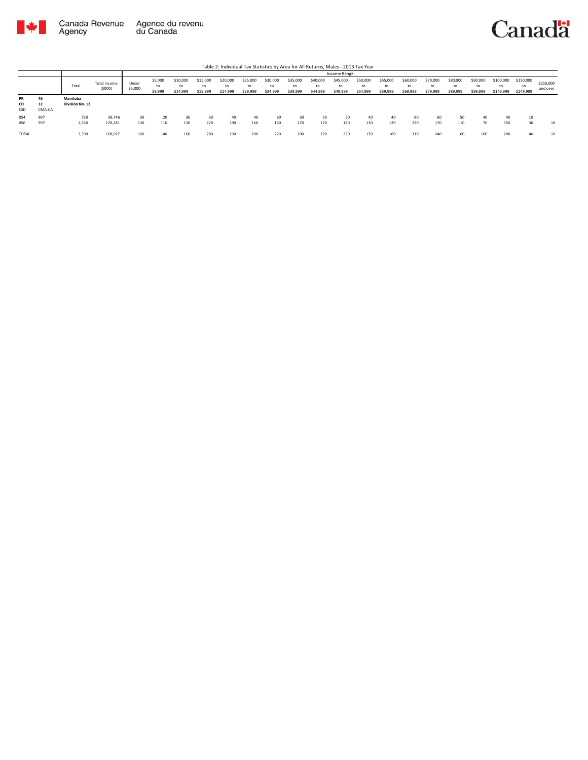Table 2: Individual Tax Statistics by Area for All Returns, Males - 2013 Tax Year

| | | Total | Total Income ($000) | Income Range | | | | | | | | | | | | | | | | | | | |
|---|---|---|---|---|---|---|---|---|---|---|---|---|---|---|---|---|---|---|---|---|---|---|---|
| | | | | Under $5,000 | $5,000 to $9,999 | $10,000 to $14,999 | $15,000 to $19,999 | $20,000 to $24,999 | $25,000 to $29,999 | $30,000 to $34,999 | $35,000 to $39,999 | $40,000 to $44,999 | $45,000 to $49,999 | $50,000 to $54,999 | $55,000 to $59,999 | $60,000 to $69,999 | $70,000 to $79,999 | $80,000 to $89,999 | $90,000 to $99,999 | $100,000 to $149,999 | $150,000 to $249,999 | $250,000 and over |
| PR | 46 | Manitoba | | | | | | | | | | | | | | | | | | | | |
| CD | 12 | Division No. 12 | | | | | | | | | | | | | | | | | | | | |
| CSD | CMA-CA | | | | | | | | | | | | | | | | | | | | | |
| 054 | 997 | 750 | 39,746 | 30 | 20 | 30 | 50 | 40 | 40 | 60 | 30 | 50 | 50 | 40 | 40 | 90 | 60 | 50 | 40 | 40 | 10 | |
| 056 | 997 | 2,630 | 128,281 | 130 | 110 | 130 | 220 | 190 | 160 | 160 | 170 | 170 | 170 | 130 | 120 | 220 | 170 | 110 | 70 | 150 | 30 | 10 |
| TOTAL | | 3,390 | 168,027 | 160 | 140 | 160 | 280 | 230 | 200 | 220 | 200 | 220 | 220 | 170 | 160 | 310 | 240 | 160 | 100 | 200 | 40 | 10 |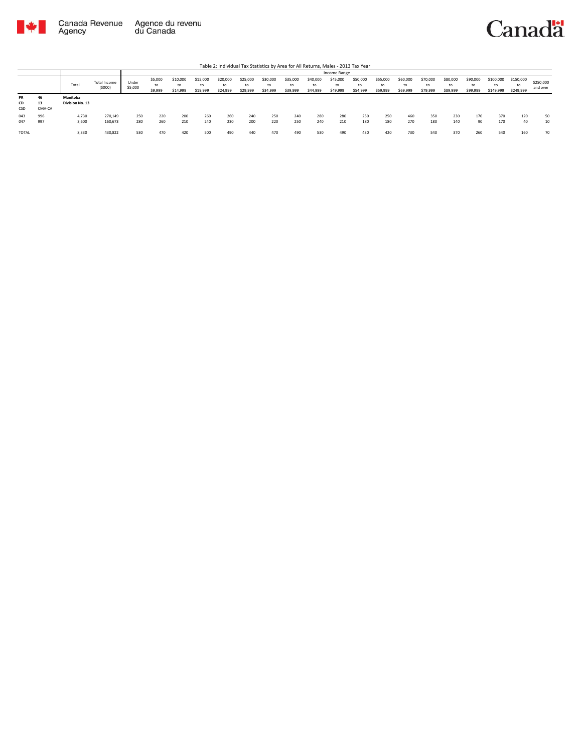Table 2: Individual Tax Statistics by Area for All Returns, Males - 2013 Tax Year

| | | Total | Total Income ($000) | Income Range | | | | | | | | | | | | | | | | | | | |
|---|---|---|---|---|---|---|---|---|---|---|---|---|---|---|---|---|---|---|---|---|---|---|---|
| | | | | Under $5,000 | $5,000 to $9,999 | $10,000 to $14,999 | $15,000 to $19,999 | $20,000 to $24,999 | $25,000 to $29,999 | $30,000 to $34,999 | $35,000 to $39,999 | $40,000 to $44,999 | $45,000 to $49,999 | $50,000 to $54,999 | $55,000 to $59,999 | $60,000 to $69,999 | $70,000 to $79,999 | $80,000 to $89,999 | $90,000 to $99,999 | $100,000 to $149,999 | $150,000 to $249,999 | $250,000 and over |
| **PR** | **46** | **Manitoba** | | | | | | | | | | | | | | | | | | | | |
| **CD** | **13** | **Division No. 13** | | | | | | | | | | | | | | | | | | | | |
| CSD | CMA-CA | | | | | | | | | | | | | | | | | | | | | |
| 043 | 996 | 4,730 | 270,149 | 250 | 220 | 200 | 260 | 260 | 240 | 250 | 240 | 280 | 280 | 250 | 250 | 460 | 350 | 230 | 170 | 370 | 120 | 50 |
| 047 | 997 | 3,600 | 160,673 | 280 | 260 | 210 | 240 | 230 | 200 | 220 | 250 | 240 | 210 | 180 | 180 | 270 | 180 | 140 | 90 | 170 | 40 | 10 |
| TOTAL | | 8,330 | 430,822 | 530 | 470 | 420 | 500 | 490 | 440 | 470 | 490 | 530 | 490 | 430 | 420 | 730 | 540 | 370 | 260 | 540 | 160 | 70 |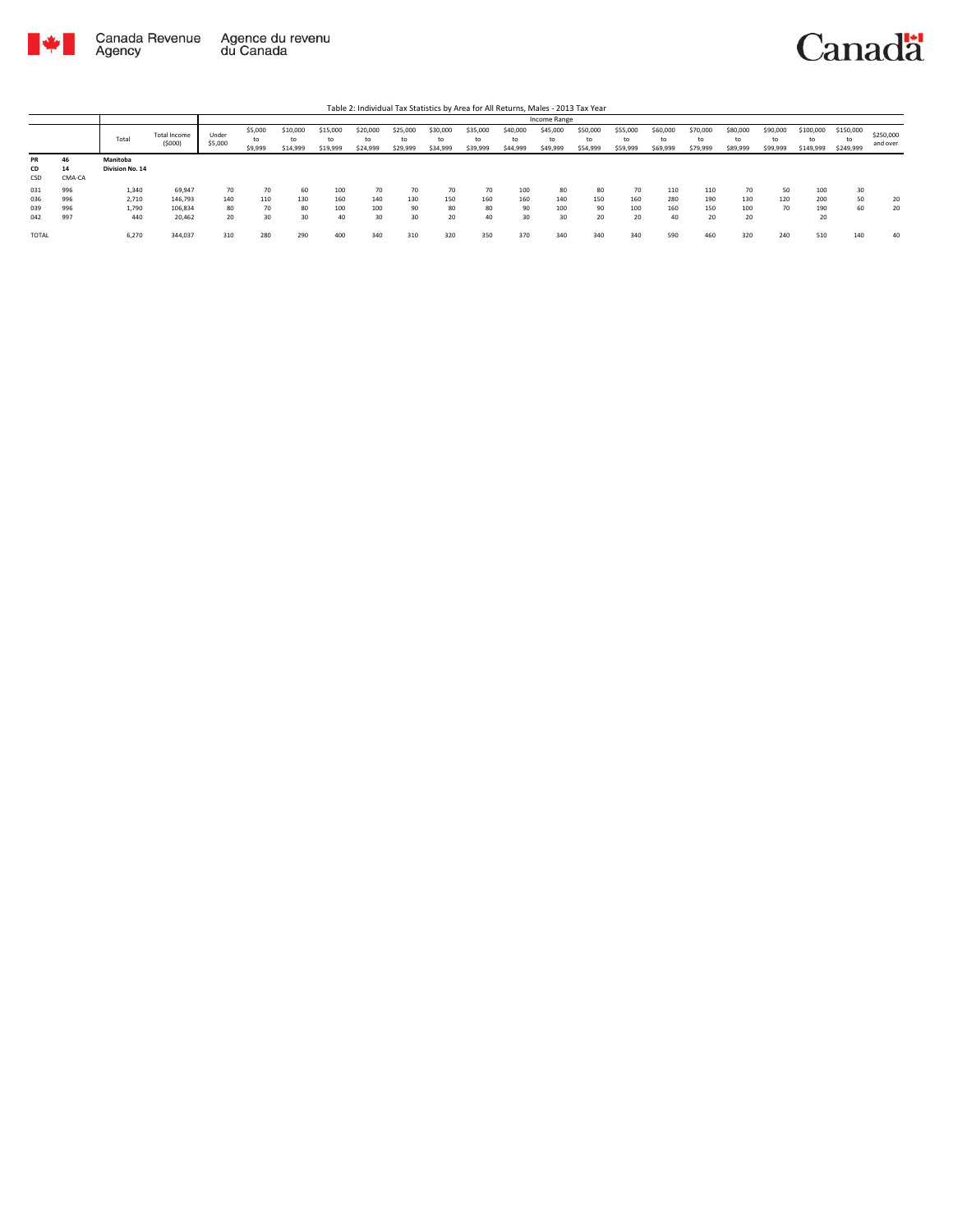Table 2: Individual Tax Statistics by Area for All Returns, Males - 2013 Tax Year

| | | Total | Total Income (\$000) | Income Range | | | | | | | | | | | | | | | | | | |
|---|---|---|---|---|---|---|---|---|---|---|---|---|---|---|---|---|---|---|---|---|---|---|
| | | | | Under \$5,000 | \$5,000 to \$9,999 | \$10,000 to \$14,999 | \$15,000 to \$19,999 | \$20,000 to \$24,999 | \$25,000 to \$29,999 | \$30,000 to \$34,999 | \$35,000 to \$39,999 | \$40,000 to \$44,999 | \$45,000 to \$49,999 | \$50,000 to \$54,999 | \$55,000 to \$59,999 | \$60,000 to \$69,999 | \$70,000 to \$79,999 | \$80,000 to \$89,999 | \$90,000 to \$99,999 | \$100,000 to \$149,999 | \$150,000 to \$249,999 | \$250,000 and over |
| **PR** | **46** | **Manitoba** | | | | | | | | | | | | | | | | | | | | |
| **CD** | **14** | **Division No. 14** | | | | | | | | | | | | | | | | | | | | |
| CSD | CMA-CA | | | | | | | | | | | | | | | | | | | | | |
| 031 | 996 | 1,340 | 69,947 | 70 | 70 | 60 | 100 | 70 | 70 | 70 | 70 | 100 | 80 | 80 | 70 | 110 | 110 | 70 | 50 | 100 | 30 | |
| 036 | 996 | 2,710 | 146,793 | 140 | 110 | 130 | 160 | 140 | 130 | 150 | 160 | 160 | 140 | 150 | 160 | 280 | 190 | 130 | 120 | 200 | 50 | 20 |
| 039 | 996 | 1,790 | 106,834 | 80 | 70 | 80 | 100 | 100 | 90 | 80 | 80 | 90 | 100 | 90 | 100 | 160 | 150 | 100 | 70 | 190 | 60 | 20 |
| 042 | 997 | 440 | 20,462 | 20 | 30 | 30 | 40 | 30 | 30 | 20 | 40 | 30 | 30 | 20 | 20 | 40 | 20 | 20 | | 20 | | |
| TOTAL | | 6,270 | 344,037 | 310 | 280 | 290 | 400 | 340 | 310 | 320 | 350 | 370 | 340 | 340 | 340 | 590 | 460 | 320 | 240 | 510 | 140 | 40 |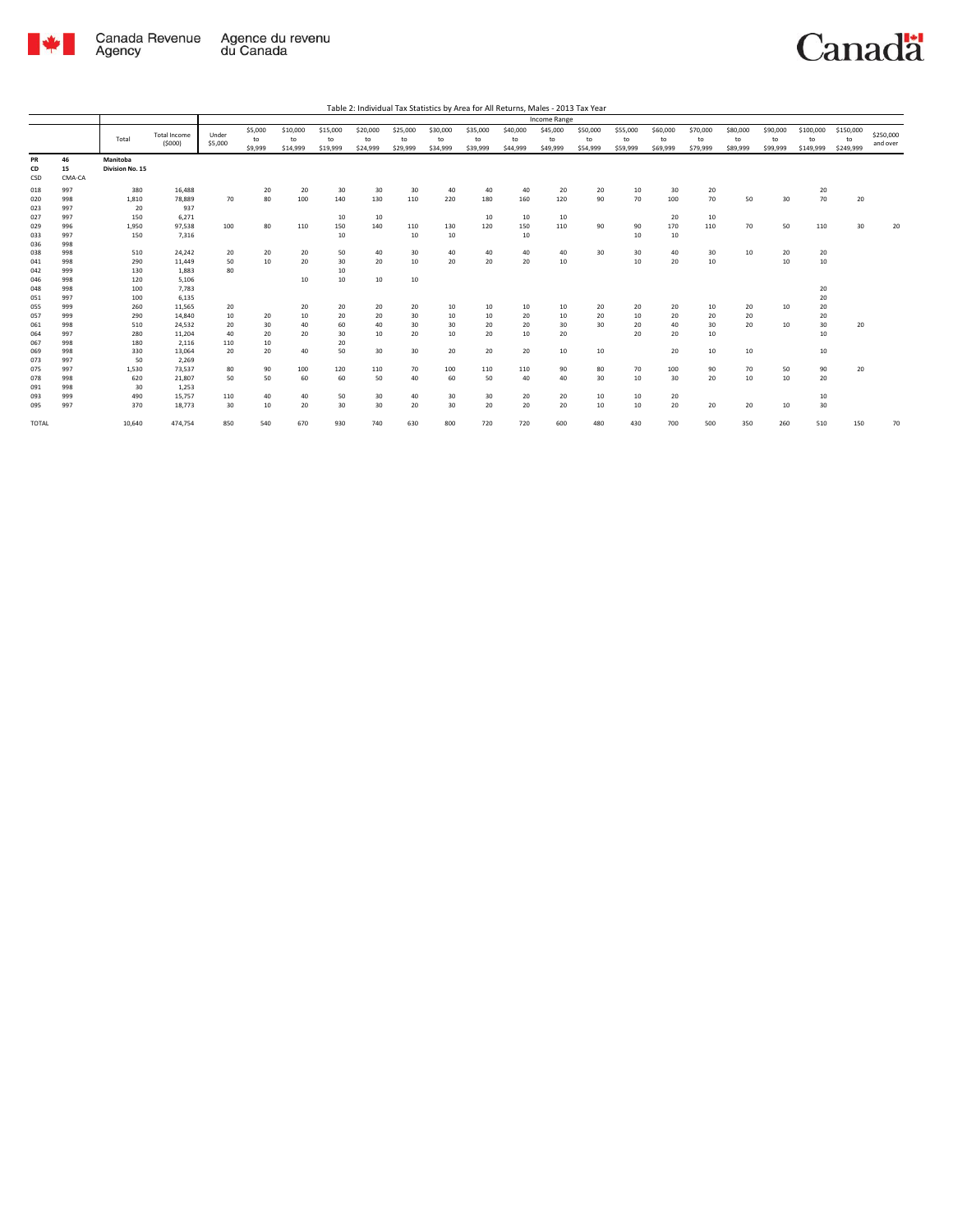Table 2: Individual Tax Statistics by Area for All Returns, Males - 2013 Tax Year

| | | Total | Total Income (\$000) | Income Range | | | | | | | | | | | | | | | | | | |
|---|---|---|---|---|---|---|---|---|---|---|---|---|---|---|---|---|---|---|---|---|---|---|
| | | | | Under \$5,000 | \$5,000 to \$9,999 | \$10,000 to \$14,999 | \$15,000 to \$19,999 | \$20,000 to \$24,999 | \$25,000 to \$29,999 | \$30,000 to \$34,999 | \$35,000 to \$39,999 | \$40,000 to \$44,999 | \$45,000 to \$49,999 | \$50,000 to \$54,999 | \$55,000 to \$59,999 | \$60,000 to \$69,999 | \$70,000 to \$79,999 | \$80,000 to \$89,999 | \$90,000 to \$99,999 | \$100,000 to \$149,999 | \$150,000 to \$249,999 | \$250,000 and over |
| PR | 46 | Manitoba | | | | | | | | | | | | | | | | | | | | |
| CD | 15 | Division No. 15 | | | | | | | | | | | | | | | | | | | | |
| CSD | CMA-CA | | | | | | | | | | | | | | | | | | | | | |
| 018 | 997 | 380 | 16,488 | | 20 | 20 | 30 | 30 | 30 | 40 | 40 | 40 | 20 | 20 | 10 | 30 | 20 | | | 20 | | |
| 020 | 998 | 1,810 | 78,889 | 70 | 80 | 100 | 140 | 130 | 110 | 220 | 180 | 160 | 120 | 90 | 70 | 100 | 70 | 50 | 30 | 70 | 20 | |
| 023 | 997 | 20 | 937 | | | | | | | | | | | | | | | | | | | |
| 027 | 997 | 150 | 6,271 | | | | 10 | 10 | | | 10 | 10 | 10 | | | 20 | 10 | | | | | |
| 029 | 996 | 1,950 | 97,538 | 100 | 80 | 110 | 150 | 140 | 110 | 130 | 120 | 150 | 110 | 90 | 90 | 170 | 110 | 70 | 50 | 110 | 30 | 20 |
| 033 | 997 | 150 | 7,316 | | | | 10 | | 10 | 10 | | 10 | | | 10 | 10 | | | | | | |
| 036 | 998 | | | | | | | | | | | | | | | | | | | | | |
| 038 | 998 | 510 | 24,242 | 20 | 20 | 20 | 50 | 40 | 30 | 40 | 40 | 40 | 40 | 30 | 30 | 40 | 30 | 10 | 20 | 20 | | |
| 041 | 998 | 290 | 11,449 | 50 | 10 | 20 | 30 | 20 | 10 | 20 | 20 | 20 | 10 | | 10 | 20 | 10 | | 10 | 10 | | |
| 042 | 999 | 130 | 1,883 | 80 | | | 10 | | | | | | | | | | | | | | | |
| 046 | 998 | 120 | 5,106 | | | 10 | 10 | 10 | 10 | | | | | | | | | | | | | |
| 048 | 998 | 100 | 7,783 | | | | | | | | | | | | | | | | | 20 | | |
| 051 | 997 | 100 | 6,135 | | | | | | | | | | | | | | | | | 20 | | |
| 055 | 999 | 260 | 11,565 | 20 | | 20 | 20 | 20 | 20 | 10 | 10 | 10 | 10 | 20 | 20 | 20 | 10 | 20 | 10 | 20 | | |
| 057 | 999 | 290 | 14,840 | 10 | 20 | 10 | 20 | 20 | 30 | 10 | 10 | 20 | 10 | 20 | 10 | 20 | 20 | 20 | | 20 | | |
| 061 | 998 | 510 | 24,532 | 20 | 30 | 40 | 60 | 40 | 30 | 30 | 20 | 20 | 30 | 30 | 20 | 40 | 30 | 20 | 10 | 30 | 20 | |
| 064 | 997 | 280 | 11,204 | 40 | 20 | 20 | 30 | 10 | 20 | 10 | 20 | 10 | 20 | | 20 | 20 | 10 | | | 10 | | |
| 067 | 998 | 180 | 2,116 | 110 | 10 | | 20 | | | | | | | | | | | | | | | |
| 069 | 998 | 330 | 13,064 | 20 | 20 | 40 | 50 | 30 | 30 | 20 | 20 | 20 | 10 | 10 | | 20 | 10 | 10 | | 10 | | |
| 073 | 997 | 50 | 2,269 | | | | | | | | | | | | | | | | | | | |
| 075 | 997 | 1,530 | 73,537 | 80 | 90 | 100 | 120 | 110 | 70 | 100 | 110 | 110 | 90 | 80 | 70 | 100 | 90 | 70 | 50 | 90 | 20 | |
| 078 | 998 | 620 | 21,807 | 50 | 50 | 60 | 60 | 50 | 40 | 60 | 50 | 40 | 40 | 30 | 10 | 30 | 20 | 10 | 10 | 20 | | |
| 091 | 998 | 30 | 1,253 | | | | | | | | | | | | | | | | | | | |
| 093 | 999 | 490 | 15,757 | 110 | 40 | 40 | 50 | 30 | 40 | 30 | 30 | 20 | 20 | 10 | 10 | 20 | | | | 10 | | |
| 095 | 997 | 370 | 18,773 | 30 | 10 | 20 | 30 | 30 | 20 | 30 | 20 | 20 | 20 | 10 | 10 | 20 | 20 | 20 | 10 | 30 | | |
| TOTAL | | 10,640 | 474,754 | 850 | 540 | 670 | 930 | 740 | 630 | 800 | 720 | 720 | 600 | 480 | 430 | 700 | 500 | 350 | 260 | 510 | 150 | 70 |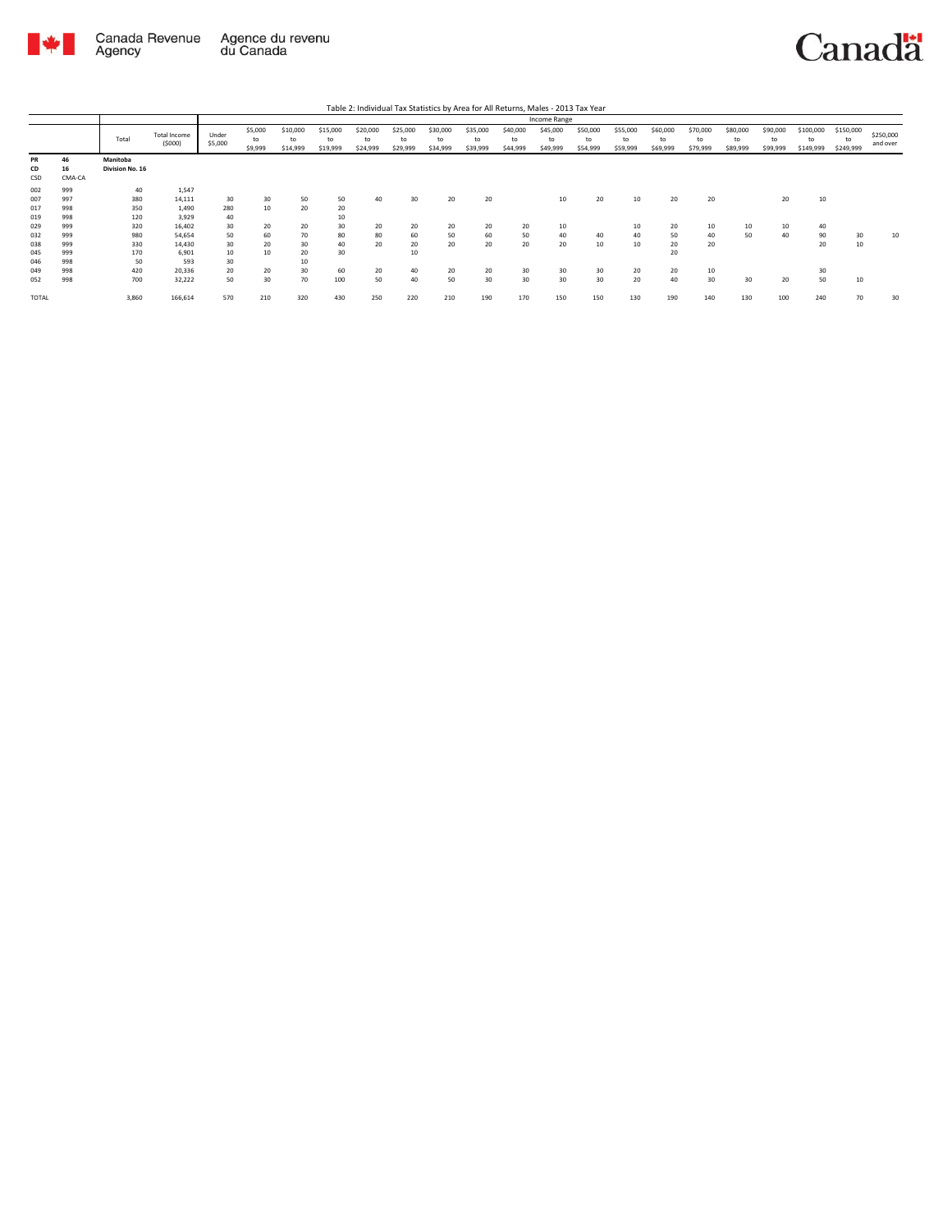Table 2: Individual Tax Statistics by Area for All Returns, Males - 2013 Tax Year

| | | Total | Total Income ($000) | Under $5,000 | $5,000 to $9,999 | $10,000 to $14,999 | $15,000 to $19,999 | $20,000 to $24,999 | $25,000 to $29,999 | $30,000 to $34,999 | $35,000 to $39,999 | $40,000 to $44,999 | $45,000 to $49,999 | $50,000 to $54,999 | $55,000 to $59,999 | $60,000 to $69,999 | $70,000 to $79,999 | $80,000 to $89,999 | $90,000 to $99,999 | $100,000 to $149,999 | $150,000 to $249,999 | $250,000 and over |
|---|---|---|---|---|---|---|---|---|---|---|---|---|---|---|---|---|---|---|---|---|---|---|
| | | | | Income Range | | | | | | | | | | | | | | | | | | |
| **PR** | **46** | **Manitoba** | | | | | | | | | | | | | | | | | | | | |
| **CD** | **16** | **Division No. 16** | | | | | | | | | | | | | | | | | | | | |
| CSD | CMA-CA | | | | | | | | | | | | | | | | | | | | | |
| 002 | 999 | 40 | 1,547 | | | | | | | | | | | | | | | | | | | |
| 007 | 997 | 380 | 14,111 | 30 | 30 | 50 | 50 | 40 | 30 | 20 | 20 | | 10 | 20 | 10 | 20 | 20 | | 20 | 10 | | |
| 017 | 998 | 350 | 1,490 | 280 | 10 | 20 | 20 | | | | | | | | | | | | | | | |
| 019 | 998 | 120 | 3,929 | 40 | | | 10 | | | | | | | | | | | | | | | |
| 029 | 999 | 320 | 16,402 | 30 | 20 | 20 | 30 | 20 | 20 | 20 | 20 | 20 | 10 | | 10 | 20 | 10 | 10 | 10 | 40 | | |
| 032 | 999 | 980 | 54,654 | 50 | 60 | 70 | 80 | 80 | 60 | 50 | 60 | 50 | 40 | 40 | 40 | 50 | 40 | 50 | 40 | 90 | 30 | 10 |
| 038 | 999 | 330 | 14,430 | 30 | 20 | 30 | 40 | 20 | 20 | 20 | 20 | 20 | 20 | 10 | 10 | 20 | 20 | | | 20 | 10 | |
| 045 | 999 | 170 | 6,901 | 10 | 10 | 20 | 30 | | 10 | | | | | | | 20 | | | | | | |
| 046 | 998 | 50 | 593 | 30 | | 10 | | | | | | | | | | | | | | | | |
| 049 | 998 | 420 | 20,336 | 20 | 20 | 30 | 60 | 20 | 40 | 20 | 20 | 30 | 30 | 30 | 20 | 20 | 10 | | | 30 | | |
| 052 | 998 | 700 | 32,222 | 50 | 30 | 70 | 100 | 50 | 40 | 50 | 30 | 30 | 30 | 30 | 20 | 40 | 30 | 30 | 20 | 50 | 10 | |
| TOTAL | | 3,860 | 166,614 | 570 | 210 | 320 | 430 | 250 | 220 | 210 | 190 | 170 | 150 | 150 | 130 | 190 | 140 | 130 | 100 | 240 | 70 | 30 |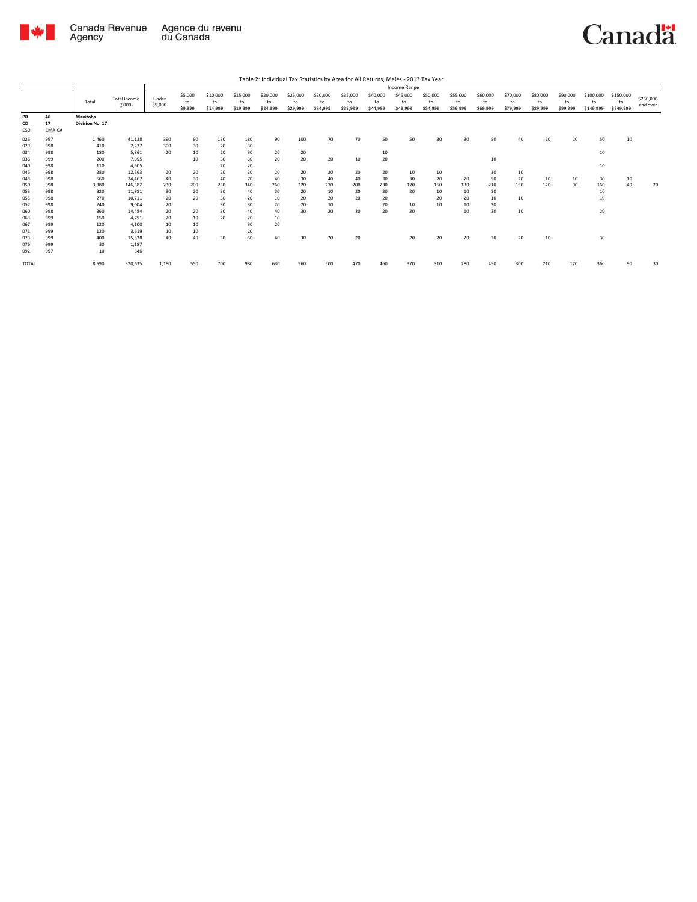Table 2: Individual Tax Statistics by Area for All Returns, Males - 2013 Tax Year

| | | | | Income Range | | | | | | | | | | | | | | | | | | |
|---|---|---|---|---|---|---|---|---|---|---|---|---|---|---|---|---|---|---|---|---|---|---|
| | | Total | Total Income ($000) | Under $5,000 | $5,000 to $9,999 | $10,000 to $14,999 | $15,000 to $19,999 | $20,000 to $24,999 | $25,000 to $29,999 | $30,000 to $34,999 | $35,000 to $39,999 | $40,000 to $44,999 | $45,000 to $49,999 | $50,000 to $54,999 | $55,000 to $59,999 | $60,000 to $69,999 | $70,000 to $79,999 | $80,000 to $89,999 | $90,000 to $99,999 | $100,000 to $149,999 | $150,000 to $249,999 | $250,000 and over |
| PR | 46 | Manitoba | | | | | | | | | | | | | | | | | | | | |
| CD | 17 | Division No. 17 | | | | | | | | | | | | | | | | | | | | |
| CSD | CMA-CA | | | | | | | | | | | | | | | | | | | | | |
| 026 | 997 | 1,460 | 41,138 | 390 | 90 | 130 | 180 | 90 | 100 | 70 | 70 | 50 | 50 | 30 | 30 | 50 | 40 | 20 | 20 | 50 | 10 | |
| 029 | 998 | 410 | 2,237 | 300 | 30 | 20 | 30 | | | | | | | | | | | | | | | |
| 034 | 998 | 180 | 5,861 | 20 | 10 | 20 | 30 | 20 | 20 | | | 10 | | | | | | | | 10 | | |
| 036 | 999 | 200 | 7,055 | | 10 | 30 | 30 | 20 | 20 | 20 | 10 | 20 | | | | 10 | | | | | | |
| 040 | 998 | 110 | 4,605 | | | 20 | 20 | | | | | | | | | | | | | 10 | | |
| 045 | 998 | 280 | 12,563 | 20 | 20 | 20 | 30 | 20 | 20 | 20 | 20 | 20 | 10 | 10 | | 30 | 10 | | | | | |
| 048 | 998 | 560 | 24,467 | 40 | 30 | 40 | 70 | 40 | 30 | 40 | 40 | 30 | 30 | 20 | 20 | 50 | 20 | 10 | 10 | 30 | 10 | |
| 050 | 998 | 3,380 | 146,587 | 230 | 200 | 230 | 340 | 260 | 220 | 230 | 200 | 230 | 170 | 150 | 130 | 210 | 150 | 120 | 90 | 160 | 40 | 20 |
| 053 | 998 | 320 | 11,881 | 30 | 20 | 30 | 40 | 30 | 20 | 10 | 20 | 30 | 20 | 10 | 10 | 20 | | | | 10 | | |
| 055 | 998 | 270 | 10,711 | 20 | 20 | 30 | 20 | 10 | 20 | 20 | 20 | 20 | | 20 | 20 | 10 | 10 | | | 10 | | |
| 057 | 998 | 240 | 9,004 | 20 | | 30 | 30 | 20 | 20 | 10 | | 20 | 10 | 10 | 10 | 20 | | | | | | |
| 060 | 998 | 360 | 14,484 | 20 | 20 | 30 | 40 | 40 | 30 | 20 | 30 | 20 | 30 | | | 20 | 10 | | | 20 | | |
| 063 | 999 | 150 | 4,751 | 20 | 10 | 20 | 20 | 10 | | | | | | | | | | | | | | |
| 067 | 999 | 120 | 4,100 | 10 | 10 | | 30 | 20 | | | | | | | | | | | | | | |
| 071 | 999 | 120 | 3,619 | 10 | 10 | | 20 | | | | | | | | | | | | | | | |
| 073 | 999 | 400 | 15,538 | 40 | 40 | 30 | 50 | 40 | 30 | 20 | 20 | | 20 | 20 | 20 | 20 | 20 | 10 | | 30 | | |
| 076 | 999 | 30 | 1,187 | | | | | | | | | | | | | | | | | | | |
| 092 | 997 | 10 | 846 | | | | | | | | | | | | | | | | | | | |
| TOTAL | | 8,590 | 320,635 | 1,180 | 550 | 700 | 980 | 630 | 560 | 500 | 470 | 460 | 370 | 310 | 280 | 450 | 300 | 210 | 170 | 360 | 90 | 30 |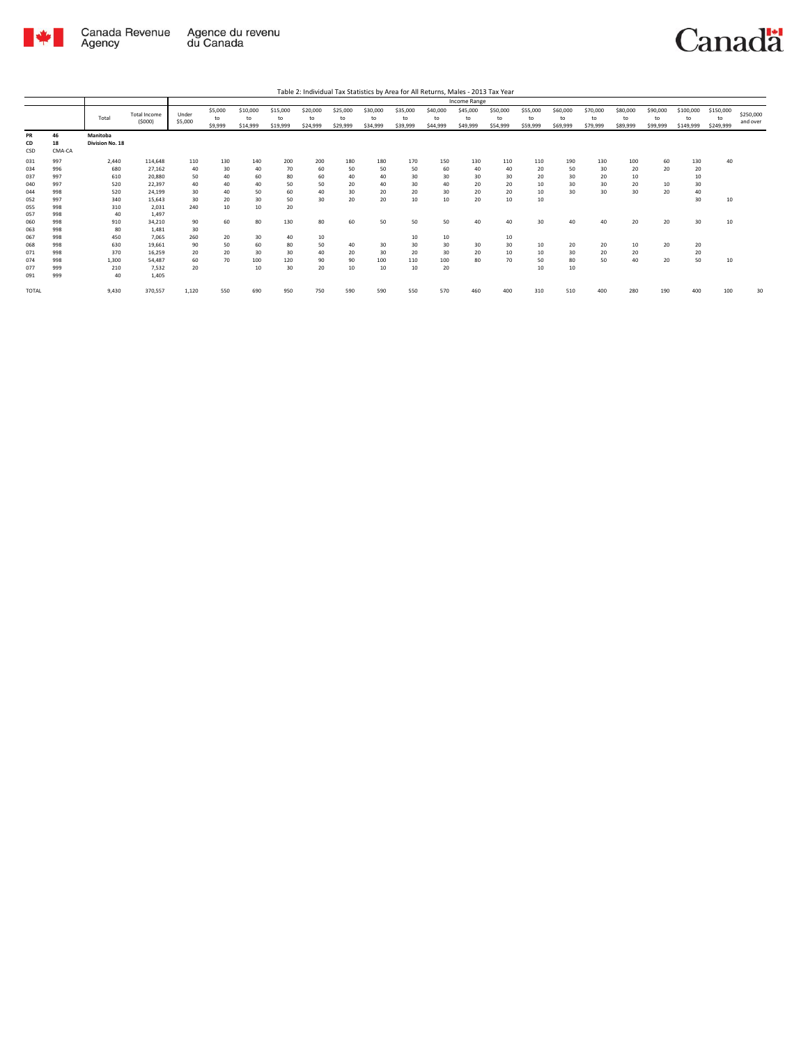Table 2: Individual Tax Statistics by Area for All Returns, Males - 2013 Tax Year

| | | | | Income Range | | | | | | | | | | | | | | | | | | |
|---|---|---|---|---|---|---|---|---|---|---|---|---|---|---|---|---|---|---|---|---|---|---|
| | | Total | Total Income ($000) | Under $5,000 | $5,000 to $9,999 | $10,000 to $14,999 | $15,000 to $19,999 | $20,000 to $24,999 | $25,000 to $29,999 | $30,000 to $34,999 | $35,000 to $39,999 | $40,000 to $44,999 | $45,000 to $49,999 | $50,000 to $54,999 | $55,000 to $59,999 | $60,000 to $69,999 | $70,000 to $79,999 | $80,000 to $89,999 | $90,000 to $99,999 | $100,000 to $149,999 | $150,000 to $249,999 | $250,000 and over |
| PR | 46 | Manitoba | | | | | | | | | | | | | | | | | | | | |
| CD | 18 | Division No. 18 | | | | | | | | | | | | | | | | | | | | |
| CSD | CMA-CA | | | | | | | | | | | | | | | | | | | | | |
| 031 | 997 | 2,440 | 114,648 | 110 | 130 | 140 | 200 | 200 | 180 | 180 | 170 | 150 | 130 | 110 | 110 | 190 | 130 | 100 | 60 | 130 | 40 | |
| 034 | 996 | 680 | 27,162 | 40 | 30 | 40 | 70 | 60 | 50 | 50 | 50 | 60 | 40 | 40 | 20 | 50 | 30 | 20 | 20 | 20 | | |
| 037 | 997 | 610 | 20,880 | 50 | 40 | 60 | 80 | 60 | 40 | 40 | 30 | 30 | 30 | 30 | 20 | 30 | 20 | 10 | | 10 | | |
| 040 | 997 | 520 | 22,397 | 40 | 40 | 40 | 50 | 50 | 20 | 40 | 30 | 40 | 20 | 20 | 10 | 30 | 30 | 20 | 10 | 30 | | |
| 044 | 998 | 520 | 24,199 | 30 | 40 | 50 | 60 | 40 | 30 | 20 | 20 | 30 | 20 | 20 | 10 | 30 | 30 | 30 | 20 | 40 | | |
| 052 | 997 | 340 | 15,643 | 30 | 20 | 30 | 50 | 30 | 20 | 20 | 10 | 10 | 20 | 10 | 10 | | | | | 30 | 10 | |
| 055 | 998 | 310 | 2,031 | 240 | 10 | 10 | 20 | | | | | | | | | | | | | | | |
| 057 | 998 | 40 | 1,497 | | | | | | | | | | | | | | | | | | | |
| 060 | 998 | 910 | 34,210 | 90 | 60 | 80 | 130 | 80 | 60 | 50 | 50 | 50 | 40 | 40 | 30 | 40 | 40 | 20 | 20 | 30 | 10 | |
| 063 | 998 | 80 | 1,481 | 30 | | | | | | | | | | | | | | | | | | |
| 067 | 998 | 450 | 7,065 | 260 | 20 | 30 | 40 | 10 | | | 10 | 10 | | 10 | | | | | | | | |
| 068 | 998 | 630 | 19,661 | 90 | 50 | 60 | 80 | 50 | 40 | 30 | 30 | 30 | 30 | 30 | 10 | 20 | 20 | 10 | 20 | 20 | | |
| 071 | 998 | 370 | 16,259 | 20 | 20 | 30 | 30 | 40 | 20 | 30 | 20 | 30 | 20 | 10 | 10 | 30 | 20 | 20 | | 20 | | |
| 074 | 998 | 1,300 | 54,487 | 60 | 70 | 100 | 120 | 90 | 90 | 100 | 110 | 100 | 80 | 70 | 50 | 80 | 50 | 40 | 20 | 50 | 10 | |
| 077 | 999 | 210 | 7,532 | 20 | | 10 | 30 | 20 | 10 | 10 | 10 | 20 | | | 10 | 10 | | | | | | |
| 091 | 999 | 40 | 1,405 | | | | | | | | | | | | | | | | | | | |
| TOTAL | | 9,430 | 370,557 | 1,120 | 550 | 690 | 950 | 750 | 590 | 590 | 550 | 570 | 460 | 400 | 310 | 510 | 400 | 280 | 190 | 400 | 100 | 30 |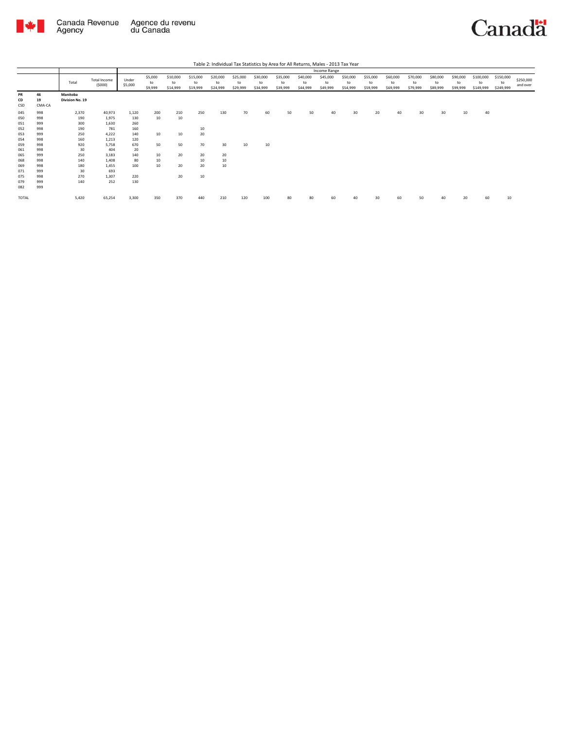Table 2: Individual Tax Statistics by Area for All Returns, Males - 2013 Tax Year

| | | Total | Total Income ($000) | Income Range | | | | | | | | | | | | | | | | | | |
|---|---|---|---|---|---|---|---|---|---|---|---|---|---|---|---|---|---|---|---|---|---|---|
| | | | | Under $5,000 | $5,000 to $9,999 | $10,000 to $14,999 | $15,000 to $19,999 | $20,000 to $24,999 | $25,000 to $29,999 | $30,000 to $34,999 | $35,000 to $39,999 | $40,000 to $44,999 | $45,000 to $49,999 | $50,000 to $54,999 | $55,000 to $59,999 | $60,000 to $69,999 | $70,000 to $79,999 | $80,000 to $89,999 | $90,000 to $99,999 | $100,000 to $149,999 | $150,000 to $249,999 | $250,000 and over |
| **PR** | **46** | **Manitoba** | | | | | | | | | | | | | | | | | | | | |
| **CD** | **19** | **Division No. 19** | | | | | | | | | | | | | | | | | | | | |
| CSD | CMA-CA | | | | | | | | | | | | | | | | | | | | | |
| 045 | 998 | 2,370 | 40,973 | 1,120 | 200 | 210 | 250 | 130 | 70 | 60 | 50 | 50 | 40 | 30 | 20 | 40 | 30 | 30 | 10 | 40 | | |
| 050 | 998 | 190 | 1,975 | 130 | 10 | 10 | | | | | | | | | | | | | | | | |
| 051 | 999 | 300 | 1,630 | 260 | | | | | | | | | | | | | | | | | | |
| 052 | 998 | 190 | 781 | 160 | | | 10 | | | | | | | | | | | | | | | |
| 053 | 999 | 250 | 4,222 | 140 | 10 | 10 | 20 | | | | | | | | | | | | | | | |
| 054 | 998 | 160 | 1,213 | 120 | | | | | | | | | | | | | | | | | | |
| 059 | 998 | 920 | 5,758 | 670 | 50 | 50 | 70 | 30 | 10 | 10 | | | | | | | | | | | | |
| 061 | 998 | 30 | 404 | 20 | | | | | | | | | | | | | | | | | | |
| 065 | 999 | 250 | 3,183 | 140 | 10 | 20 | 20 | 20 | | | | | | | | | | | | | | |
| 068 | 998 | 140 | 1,408 | 80 | 10 | | 10 | 10 | | | | | | | | | | | | | | |
| 069 | 998 | 180 | 1,455 | 100 | 10 | 20 | 20 | 10 | | | | | | | | | | | | | | |
| 071 | 999 | 30 | 693 | | | | | | | | | | | | | | | | | | | |
| 075 | 998 | 270 | 1,307 | 220 | | 20 | 10 | | | | | | | | | | | | | | | |
| 079 | 999 | 140 | 252 | 130 | | | | | | | | | | | | | | | | | | |
| 082 | 999 | | | | | | | | | | | | | | | | | | | | | |
| TOTAL | | 5,420 | 65,254 | 3,300 | 350 | 370 | 440 | 210 | 120 | 100 | 80 | 80 | 60 | 40 | 30 | 60 | 50 | 40 | 20 | 60 | 10 | |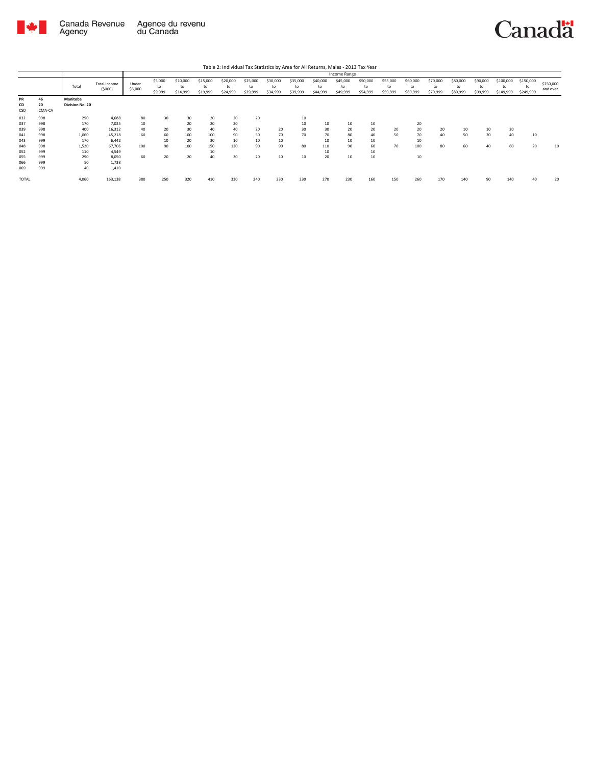Table 2: Individual Tax Statistics by Area for All Returns, Males - 2013 Tax Year

| | | Total | Total Income ($000) | Income Range | | | | | | | | | | | | | | | | | | |
|---|---|---|---|---|---|---|---|---|---|---|---|---|---|---|---|---|---|---|---|---|---|---|
| | | | | Under $5,000 | $5,000 to $9,999 | $10,000 to $14,999 | $15,000 to $19,999 | $20,000 to $24,999 | $25,000 to $29,999 | $30,000 to $34,999 | $35,000 to $39,999 | $40,000 to $44,999 | $45,000 to $49,999 | $50,000 to $54,999 | $55,000 to $59,999 | $60,000 to $69,999 | $70,000 to $79,999 | $80,000 to $89,999 | $90,000 to $99,999 | $100,000 to $149,999 | $150,000 to $249,999 | $250,000 and over |
| **PR** | **46** | **Manitoba** | | | | | | | | | | | | | | | | | | | | |
| **CD** | **20** | **Division No. 20** | | | | | | | | | | | | | | | | | | | | |
| CSD | CMA-CA | | | | | | | | | | | | | | | | | | | | | |
| 032 | 998 | 250 | 4,688 | 80 | 30 | 30 | 20 | 20 | 20 | | 10 | | | | | | | | | | | |
| 037 | 998 | 170 | 7,025 | 10 | | 20 | 20 | 20 | | | 10 | 10 | 10 | 10 | | 20 | | | | | | |
| 039 | 998 | 400 | 16,312 | 40 | 20 | 30 | 40 | 40 | 20 | 20 | 30 | 30 | 20 | 20 | 20 | 20 | 20 | 10 | 10 | 20 | | |
| 041 | 998 | 1,060 | 45,218 | 60 | 60 | 100 | 100 | 90 | 50 | 70 | 70 | 70 | 80 | 40 | 50 | 70 | 40 | 50 | 20 | 40 | 10 | |
| 043 | 999 | 170 | 6,442 | | 10 | 20 | 30 | 10 | 10 | 10 | | 10 | 10 | 10 | | 10 | | | | | | |
| 048 | 998 | 1,520 | 67,706 | 100 | 90 | 100 | 150 | 120 | 90 | 90 | 80 | 110 | 90 | 60 | 70 | 100 | 80 | 60 | 40 | 60 | 20 | 10 |
| 052 | 999 | 110 | 4,549 | | | | 10 | | | | | 10 | | 10 | | | | | | | | |
| 055 | 999 | 290 | 8,050 | 60 | 20 | 20 | 40 | 30 | 20 | 10 | 10 | 20 | 10 | 10 | | 10 | | | | | | |
| 066 | 999 | 50 | 1,738 | | | | | | | | | | | | | | | | | | | |
| 069 | 999 | 40 | 1,410 | | | | | | | | | | | | | | | | | | | |
| TOTAL | | 4,060 | 163,138 | 380 | 250 | 320 | 410 | 330 | 240 | 230 | 230 | 270 | 230 | 160 | 150 | 260 | 170 | 140 | 90 | 140 | 40 | 20 |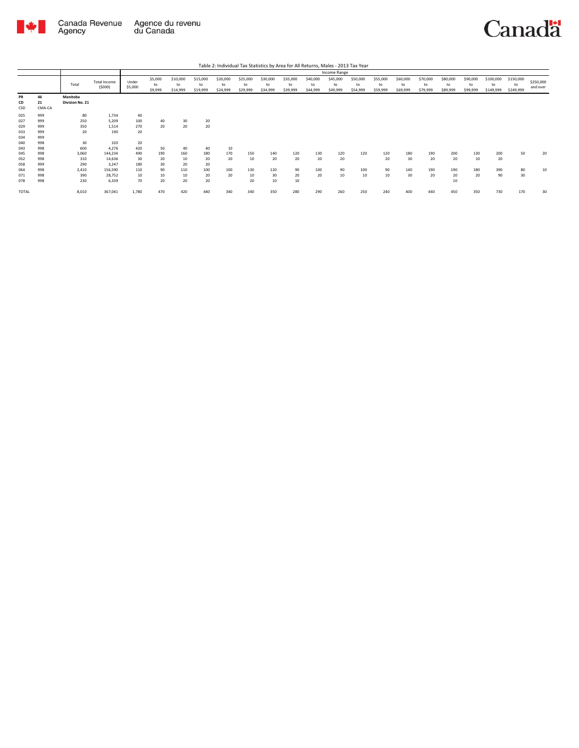Table 2: Individual Tax Statistics by Area for All Returns, Males - 2013 Tax Year

| | | Total | Total Income ($000) | Income Range | | | | | | | | | | | | | | | | | | |
|---|---|---|---|---|---|---|---|---|---|---|---|---|---|---|---|---|---|---|---|---|---|---|
| | | | | Under $5,000 | $5,000 to $9,999 | $10,000 to $14,999 | $15,000 to $19,999 | $20,000 to $24,999 | $25,000 to $29,999 | $30,000 to $34,999 | $35,000 to $39,999 | $40,000 to $44,999 | $45,000 to $49,999 | $50,000 to $54,999 | $55,000 to $59,999 | $60,000 to $69,999 | $70,000 to $79,999 | $80,000 to $89,999 | $90,000 to $99,999 | $100,000 to $149,999 | $150,000 to $249,999 | $250,000 and over |
| **PR** | **46** | **Manitoba** | | | | | | | | | | | | | | | | | | | | |
| **CD** | **21** | **Division No. 21** | | | | | | | | | | | | | | | | | | | | |
| CSD | CMA-CA | | | | | | | | | | | | | | | | | | | | | |
| 025 | 999 | 80 | 1,734 | 40 | | | | | | | | | | | | | | | | | | |
| 027 | 999 | 250 | 5,209 | 100 | 40 | 30 | 20 | | | | | | | | | | | | | | | |
| 029 | 999 | 350 | 1,514 | 270 | 20 | 20 | 20 | | | | | | | | | | | | | | | |
| 033 | 999 | 20 | 190 | 20 | | | | | | | | | | | | | | | | | | |
| 034 | 999 | | | | | | | | | | | | | | | | | | | | | |
| 040 | 998 | 30 | 320 | 20 | | | | | | | | | | | | | | | | | | |
| 043 | 998 | 600 | 4,276 | 420 | 50 | 40 | 40 | 10 | | | | | | | | | | | | | | |
| 045 | 998 | 3,060 | 144,234 | 490 | 190 | 160 | 180 | 170 | 150 | 140 | 120 | 130 | 120 | 120 | 120 | 180 | 190 | 200 | 130 | 200 | 50 | 20 |
| 052 | 998 | 310 | 14,636 | 30 | 20 | 10 | 20 | 20 | 10 | 20 | 20 | 20 | 20 | | 20 | 30 | 20 | 20 | 10 | 20 | | |
| 058 | 999 | 290 | 3,247 | 180 | 30 | 20 | 20 | | | | | | | | | | | | | | | |
| 064 | 998 | 2,410 | 156,590 | 110 | 90 | 110 | 100 | 100 | 130 | 120 | 90 | 100 | 90 | 100 | 90 | 140 | 190 | 190 | 180 | 390 | 80 | 10 |
| 071 | 998 | 390 | 28,752 | 10 | 10 | 10 | 20 | 20 | 10 | 30 | 20 | 20 | 10 | 10 | 10 | 30 | 20 | 20 | 20 | 90 | 30 | |
| 078 | 998 | 230 | 6,339 | 70 | 20 | 20 | 20 | | 20 | 10 | 10 | | | | | | | 10 | | | | |
| TOTAL | | 8,010 | 367,041 | 1,780 | 470 | 420 | 440 | 340 | 340 | 350 | 280 | 290 | 260 | 250 | 240 | 400 | 440 | 450 | 350 | 730 | 170 | 30 |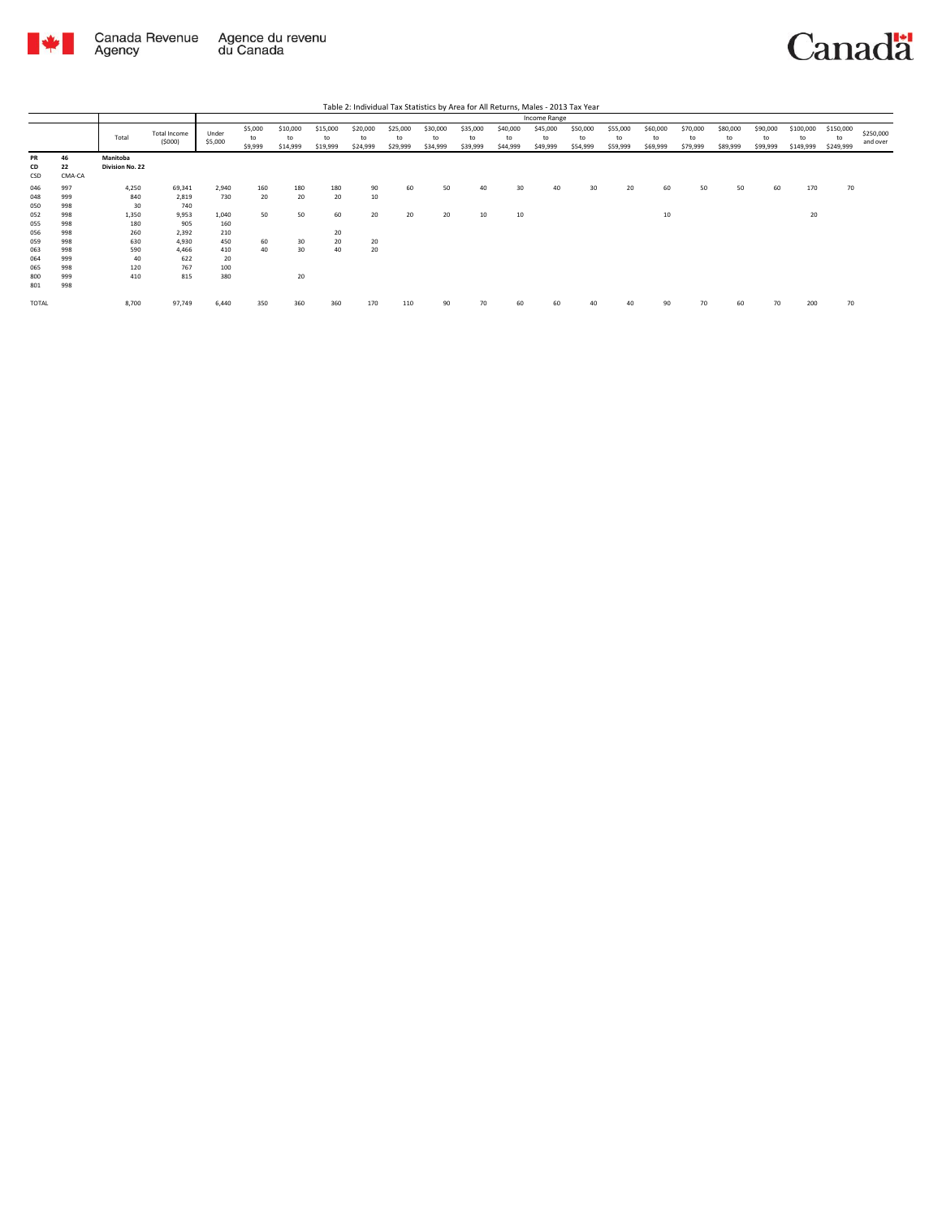Table 2: Individual Tax Statistics by Area for All Returns, Males - 2013 Tax Year

| | | Total | Total Income ($000) | Income Range | | | | | | | | | | | | | | | | | | |
|---|---|---|---|---|---|---|---|---|---|---|---|---|---|---|---|---|---|---|---|---|---|---|
| | | | | Under $5,000 | $5,000 to $9,999 | $10,000 to $14,999 | $15,000 to $19,999 | $20,000 to $24,999 | $25,000 to $29,999 | $30,000 to $34,999 | $35,000 to $39,999 | $40,000 to $44,999 | $45,000 to $49,999 | $50,000 to $54,999 | $55,000 to $59,999 | $60,000 to $69,999 | $70,000 to $79,999 | $80,000 to $89,999 | $90,000 to $99,999 | $100,000 to $149,999 | $150,000 to $249,999 | $250,000 and over |
| PR | 46 | Manitoba | | | | | | | | | | | | | | | | | | | | |
| CD | 22 | Division No. 22 | | | | | | | | | | | | | | | | | | | | |
| CSD | CMA-CA | | | | | | | | | | | | | | | | | | | | | |
| 046 | 997 | 4,250 | 69,341 | 2,940 | 160 | 180 | 180 | 90 | 60 | 50 | 40 | 30 | 40 | 30 | 20 | 60 | 50 | 50 | 60 | 170 | 70 | |
| 048 | 999 | 840 | 2,819 | 730 | 20 | 20 | 20 | 10 | | | | | | | | | | | | | | |
| 050 | 998 | 30 | 740 | | | | | | | | | | | | | | | | | | | |
| 052 | 998 | 1,350 | 9,953 | 1,040 | 50 | 50 | 60 | 20 | 20 | 20 | 10 | 10 | | | | 10 | | | | 20 | | |
| 055 | 998 | 180 | 905 | 160 | | | | | | | | | | | | | | | | | | |
| 056 | 998 | 260 | 2,392 | 210 | | | 20 | | | | | | | | | | | | | | | |
| 059 | 998 | 630 | 4,930 | 450 | 60 | 30 | 20 | 20 | | | | | | | | | | | | | | |
| 063 | 998 | 590 | 4,466 | 410 | 40 | 30 | 40 | 20 | | | | | | | | | | | | | | |
| 064 | 999 | 40 | 622 | 20 | | | | | | | | | | | | | | | | | | |
| 065 | 998 | 120 | 767 | 100 | | | | | | | | | | | | | | | | | | |
| 800 | 999 | 410 | 815 | 380 | | 20 | | | | | | | | | | | | | | | | |
| 801 | 998 | | | | | | | | | | | | | | | | | | | | | |
| TOTAL | | 8,700 | 97,749 | 6,440 | 350 | 360 | 360 | 170 | 110 | 90 | 70 | 60 | 60 | 40 | 40 | 90 | 70 | 60 | 70 | 200 | 70 | |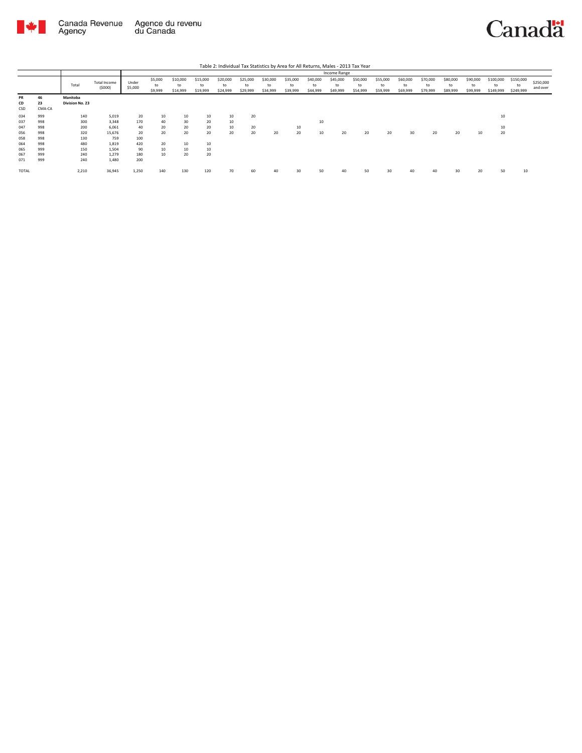Table 2: Individual Tax Statistics by Area for All Returns, Males - 2013 Tax Year

| | | Total | Total Income ($000) | Income Range | | | | | | | | | | | | | | | | | | |
|---|---|---|---|---|---|---|---|---|---|---|---|---|---|---|---|---|---|---|---|---|---|---|
| | | | | Under $5,000 | $5,000 to $9,999 | $10,000 to $14,999 | $15,000 to $19,999 | $20,000 to $24,999 | $25,000 to $29,999 | $30,000 to $34,999 | $35,000 to $39,999 | $40,000 to $44,999 | $45,000 to $49,999 | $50,000 to $54,999 | $55,000 to $59,999 | $60,000 to $69,999 | $70,000 to $79,999 | $80,000 to $89,999 | $90,000 to $99,999 | $100,000 to $149,999 | $150,000 to $249,999 | $250,000 and over |
| **PR** | **46** | **Manitoba** | | | | | | | | | | | | | | | | | | | | |
| **CD** | **23** | **Division No. 23** | | | | | | | | | | | | | | | | | | | | |
| CSD | CMA-CA | | | | | | | | | | | | | | | | | | | | | |
| 034 | 999 | 140 | 5,019 | 20 | 10 | 10 | 10 | 10 | 20 | | | | | | | | | | | 10 | | |
| 037 | 998 | 300 | 3,348 | 170 | 40 | 30 | 20 | 10 | | | | 10 | | | | | | | | | | |
| 047 | 998 | 200 | 6,061 | 40 | 20 | 20 | 20 | 10 | 20 | | 10 | | | | | | | | | 10 | | |
| 056 | 998 | 320 | 15,676 | 20 | 20 | 20 | 20 | 20 | 20 | 20 | 20 | 10 | 20 | 20 | 20 | 30 | 20 | 20 | 10 | 20 | | |
| 058 | 998 | 130 | 759 | 100 | | | | | | | | | | | | | | | | | | |
| 064 | 998 | 480 | 1,819 | 420 | 20 | 10 | 10 | | | | | | | | | | | | | | | |
| 065 | 999 | 150 | 1,504 | 90 | 10 | 10 | 10 | | | | | | | | | | | | | | | |
| 067 | 999 | 240 | 1,279 | 180 | 10 | 20 | 20 | | | | | | | | | | | | | | | |
| 071 | 999 | 240 | 1,480 | 200 | | | | | | | | | | | | | | | | | | |
| TOTAL | | 2,210 | 36,945 | 1,250 | 140 | 130 | 120 | 70 | 60 | 40 | 30 | 50 | 40 | 50 | 30 | 40 | 40 | 30 | 20 | 50 | 10 | |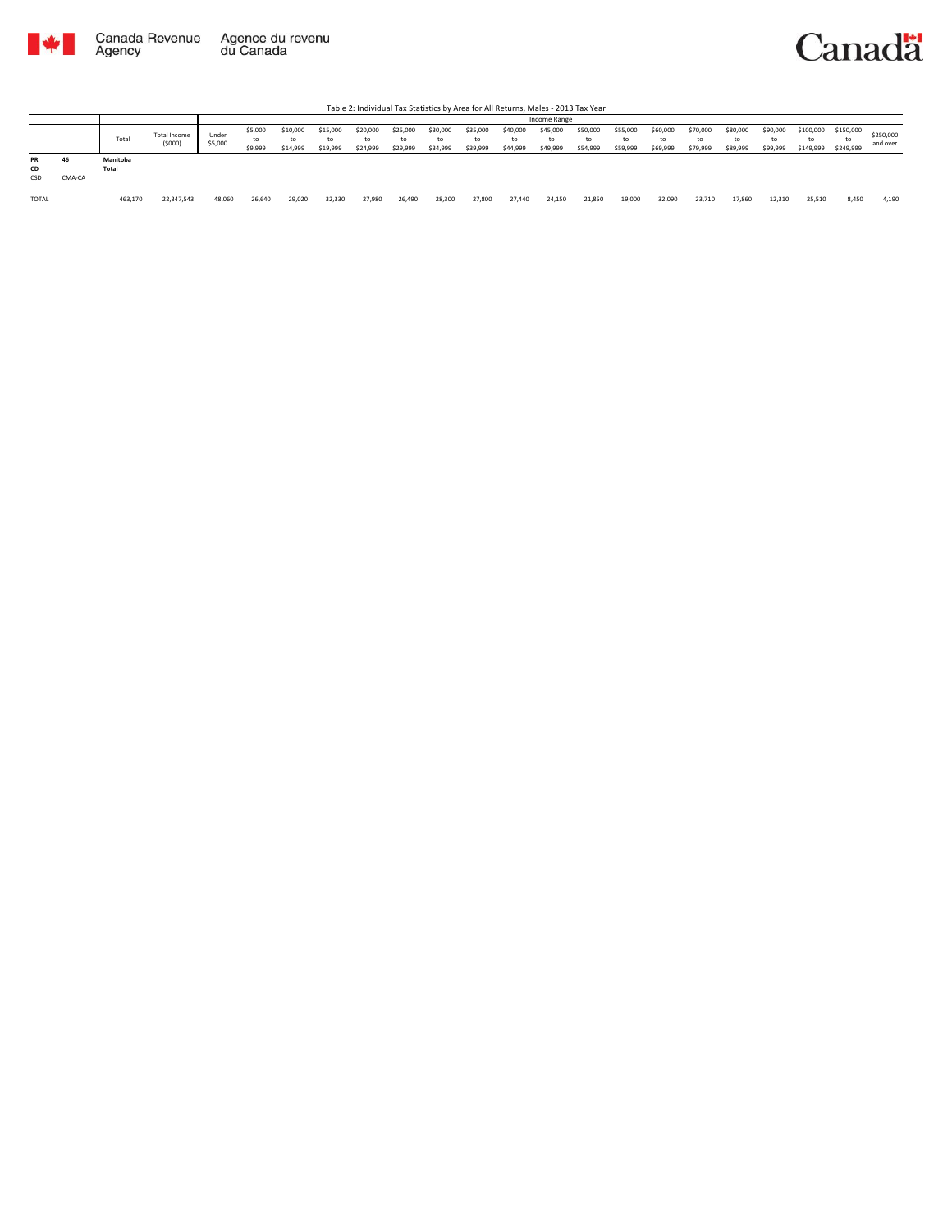Canada Revenue Agency | Agence du revenu du Canada

Table 2: Individual Tax Statistics by Area for All Returns, Males - 2013 Tax Year

| | | Total | Total Income ($000) | Income Range | | | | | | | | | | | | | | | | | | | |
|---|---|---|---|---|---|---|---|---|---|---|---|---|---|---|---|---|---|---|---|---|---|---|---|
| | | | | Under $5,000 | $5,000 to $9,999 | $10,000 to $14,999 | $15,000 to $19,999 | $20,000 to $24,999 | $25,000 to $29,999 | $30,000 to $34,999 | $35,000 to $39,999 | $40,000 to $44,999 | $45,000 to $49,999 | $50,000 to $54,999 | $55,000 to $59,999 | $60,000 to $69,999 | $70,000 to $79,999 | $80,000 to $89,999 | $90,000 to $99,999 | $100,000 to $149,999 | $150,000 to $249,999 | $250,000 and over |
| **PR** / **CD** / CSD | **46** / CMA-CA | **Manitoba Total** | | | | | | | | | | | | | | | | | | | | | |
| TOTAL | | 463,170 | 22,347,543 | 48,060 | 26,640 | 29,020 | 32,330 | 27,980 | 26,490 | 28,300 | 27,800 | 27,440 | 24,150 | 21,850 | 19,000 | 32,090 | 23,710 | 17,860 | 12,310 | 25,510 | 8,450 | 4,190 |